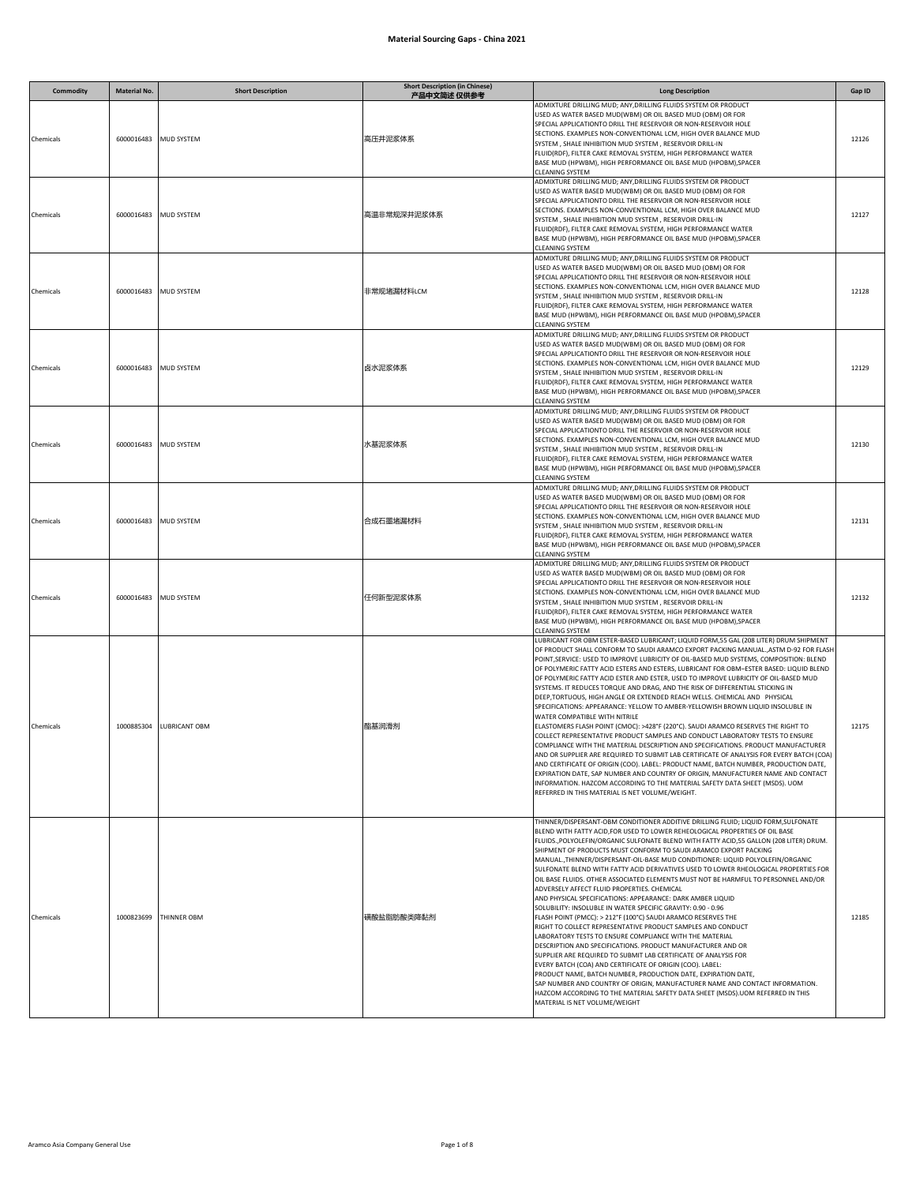# Material Sourcing Gaps - China 2021

| Commodity | Material No. | Short Description | Short Description (in Chinese) 产品中文简述 仅供参考 | Long Description | Gap ID |
|---|---|---|---|---|---|
| Chemicals | 6000016483 | MUD SYSTEM | 高压井泥浆体系 | ADMIXTURE DRILLING MUD; ANY,DRILLING FLUIDS SYSTEM OR PRODUCT USED AS WATER BASED MUD(WBM) OR OIL BASED MUD (OBM) OR FOR SPECIAL APPLICATIONTO DRILL THE RESERVOIR OR NON-RESERVOIR HOLE SECTIONS. EXAMPLES NON-CONVENTIONAL LCM, HIGH OVER BALANCE MUD SYSTEM , SHALE INHIBITION MUD SYSTEM , RESERVOIR DRILL-IN FLUID(RDF), FILTER CAKE REMOVAL SYSTEM, HIGH PERFORMANCE WATER BASE MUD (HPWBM), HIGH PERFORMANCE OIL BASE MUD (HPOBM),SPACER CLEANING SYSTEM | 12126 |
| Chemicals | 6000016483 | MUD SYSTEM | 高温非常规深井泥浆体系 | ADMIXTURE DRILLING MUD; ANY,DRILLING FLUIDS SYSTEM OR PRODUCT USED AS WATER BASED MUD(WBM) OR OIL BASED MUD (OBM) OR FOR SPECIAL APPLICATIONTO DRILL THE RESERVOIR OR NON-RESERVOIR HOLE SECTIONS. EXAMPLES NON-CONVENTIONAL LCM, HIGH OVER BALANCE MUD SYSTEM , SHALE INHIBITION MUD SYSTEM , RESERVOIR DRILL-IN FLUID(RDF), FILTER CAKE REMOVAL SYSTEM, HIGH PERFORMANCE WATER BASE MUD (HPWBM), HIGH PERFORMANCE OIL BASE MUD (HPOBM),SPACER CLEANING SYSTEM | 12127 |
| Chemicals | 6000016483 | MUD SYSTEM | 非常规堵漏材料LCM | ADMIXTURE DRILLING MUD; ANY,DRILLING FLUIDS SYSTEM OR PRODUCT USED AS WATER BASED MUD(WBM) OR OIL BASED MUD (OBM) OR FOR SPECIAL APPLICATIONTO DRILL THE RESERVOIR OR NON-RESERVOIR HOLE SECTIONS. EXAMPLES NON-CONVENTIONAL LCM, HIGH OVER BALANCE MUD SYSTEM , SHALE INHIBITION MUD SYSTEM , RESERVOIR DRILL-IN FLUID(RDF), FILTER CAKE REMOVAL SYSTEM, HIGH PERFORMANCE WATER BASE MUD (HPWBM), HIGH PERFORMANCE OIL BASE MUD (HPOBM),SPACER CLEANING SYSTEM | 12128 |
| Chemicals | 6000016483 | MUD SYSTEM | 卤水泥浆体系 | ADMIXTURE DRILLING MUD; ANY,DRILLING FLUIDS SYSTEM OR PRODUCT USED AS WATER BASED MUD(WBM) OR OIL BASED MUD (OBM) OR FOR SPECIAL APPLICATIONTO DRILL THE RESERVOIR OR NON-RESERVOIR HOLE SECTIONS. EXAMPLES NON-CONVENTIONAL LCM, HIGH OVER BALANCE MUD SYSTEM , SHALE INHIBITION MUD SYSTEM , RESERVOIR DRILL-IN FLUID(RDF), FILTER CAKE REMOVAL SYSTEM, HIGH PERFORMANCE WATER BASE MUD (HPWBM), HIGH PERFORMANCE OIL BASE MUD (HPOBM),SPACER CLEANING SYSTEM | 12129 |
| Chemicals | 6000016483 | MUD SYSTEM | 水基泥浆体系 | ADMIXTURE DRILLING MUD; ANY,DRILLING FLUIDS SYSTEM OR PRODUCT USED AS WATER BASED MUD(WBM) OR OIL BASED MUD (OBM) OR FOR SPECIAL APPLICATIONTO DRILL THE RESERVOIR OR NON-RESERVOIR HOLE SECTIONS. EXAMPLES NON-CONVENTIONAL LCM, HIGH OVER BALANCE MUD SYSTEM , SHALE INHIBITION MUD SYSTEM , RESERVOIR DRILL-IN FLUID(RDF), FILTER CAKE REMOVAL SYSTEM, HIGH PERFORMANCE WATER BASE MUD (HPWBM), HIGH PERFORMANCE OIL BASE MUD (HPOBM),SPACER CLEANING SYSTEM | 12130 |
| Chemicals | 6000016483 | MUD SYSTEM | 合成石墨堵漏材料 | ADMIXTURE DRILLING MUD; ANY,DRILLING FLUIDS SYSTEM OR PRODUCT USED AS WATER BASED MUD(WBM) OR OIL BASED MUD (OBM) OR FOR SPECIAL APPLICATIONTO DRILL THE RESERVOIR OR NON-RESERVOIR HOLE SECTIONS. EXAMPLES NON-CONVENTIONAL LCM, HIGH OVER BALANCE MUD SYSTEM , SHALE INHIBITION MUD SYSTEM , RESERVOIR DRILL-IN FLUID(RDF), FILTER CAKE REMOVAL SYSTEM, HIGH PERFORMANCE WATER BASE MUD (HPWBM), HIGH PERFORMANCE OIL BASE MUD (HPOBM),SPACER CLEANING SYSTEM | 12131 |
| Chemicals | 6000016483 | MUD SYSTEM | 任何新型泥浆体系 | ADMIXTURE DRILLING MUD; ANY,DRILLING FLUIDS SYSTEM OR PRODUCT USED AS WATER BASED MUD(WBM) OR OIL BASED MUD (OBM) OR FOR SPECIAL APPLICATIONTO DRILL THE RESERVOIR OR NON-RESERVOIR HOLE SECTIONS. EXAMPLES NON-CONVENTIONAL LCM, HIGH OVER BALANCE MUD SYSTEM , SHALE INHIBITION MUD SYSTEM , RESERVOIR DRILL-IN FLUID(RDF), FILTER CAKE REMOVAL SYSTEM, HIGH PERFORMANCE WATER BASE MUD (HPWBM), HIGH PERFORMANCE OIL BASE MUD (HPOBM),SPACER CLEANING SYSTEM | 12132 |
| Chemicals | 1000885304 | LUBRICANT OBM | 酯基润滑剂 | LUBRICANT FOR OBM ESTER-BASED LUBRICANT; LIQUID FORM,55 GAL (208 LITER) DRUM SHIPMENT OF PRODUCT SHALL CONFORM TO SAUDI ARAMCO EXPORT PACKING MANUAL.,ASTM D-92 FOR FLASH POINT,SERVICE: USED TO IMPROVE LUBRICITY OF OIL-BASED MUD SYSTEMS, COMPOSITION: BLEND OF POLYMERIC FATTY ACID ESTERS AND ESTERS, LUBRICANT FOR OBM–ESTER BASED: LIQUID BLEND OF POLYMERIC FATTY ACID ESTER AND ESTER, USED TO IMPROVE LUBRICITY OF OIL-BASED MUD SYSTEMS. IT REDUCES TORQUE AND DRAG, AND THE RISK OF DIFFERENTIAL STICKING IN DEEP,TORTUOUS, HIGH ANGLE OR EXTENDED REACH WELLS. CHEMICAL AND PHYSICAL SPECIFICATIONS: APPEARANCE: YELLOW TO AMBER-YELLOWISH BROWN LIQUID INSOLUBLE IN WATER COMPATIBLE WITH NITRILE ELASTOMERS FLASH POINT (CMOC): >428°F (220°C). SAUDI ARAMCO RESERVES THE RIGHT TO COLLECT REPRESENTATIVE PRODUCT SAMPLES AND CONDUCT LABORATORY TESTS TO ENSURE COMPLIANCE WITH THE MATERIAL DESCRIPTION AND SPECIFICATIONS. PRODUCT MANUFACTURER AND OR SUPPLIER ARE REQUIRED TO SUBMIT LAB CERTIFICATE OF ANALYSIS FOR EVERY BATCH (COA) AND CERTIFICATE OF ORIGIN (COO). LABEL: PRODUCT NAME, BATCH NUMBER, PRODUCTION DATE, EXPIRATION DATE, SAP NUMBER AND COUNTRY OF ORIGIN, MANUFACTURER NAME AND CONTACT INFORMATION. HAZCOM ACCORDING TO THE MATERIAL SAFETY DATA SHEET (MSDS). UOM REFERRED IN THIS MATERIAL IS NET VOLUME/WEIGHT. | 12175 |
| Chemicals | 1000823699 | THINNER OBM | 磺酸盐脂肪酸类降黏剂 | THINNER/DISPERSANT-OBM CONDITIONER ADDITIVE DRILLING FLUID; LIQUID FORM,SULFONATE BLEND WITH FATTY ACID,FOR USED TO LOWER REHEOLOGICAL PROPERTIES OF OIL BASE FLUIDS.,POLYOLEFIN/ORGANIC SULFONATE BLEND WITH FATTY ACID,55 GALLON (208 LITER) DRUM. SHIPMENT OF PRODUCTS MUST CONFORM TO SAUDI ARAMCO EXPORT PACKING MANUAL.,THINNER/DISPERSANT-OIL-BASE MUD CONDITIONER: LIQUID POLYOLEFIN/ORGANIC SULFONATE BLEND WITH FATTY ACID DERIVATIVES USED TO LOWER RHEOLOGICAL PROPERTIES FOR OIL BASE FLUIDS. OTHER ASSOCIATED ELEMENTS MUST NOT BE HARMFUL TO PERSONNEL AND/OR ADVERSELY AFFECT FLUID PROPERTIES. CHEMICAL AND PHYSICAL SPECIFICATIONS: APPEARANCE: DARK AMBER LIQUID SOLUBILITY: INSOLUBLE IN WATER SPECIFIC GRAVITY: 0.90 - 0.96 FLASH POINT (PMCC): > 212°F (100°C) SAUDI ARAMCO RESERVES THE RIGHT TO COLLECT REPRESENTATIVE PRODUCT SAMPLES AND CONDUCT LABORATORY TESTS TO ENSURE COMPLIANCE WITH THE MATERIAL DESCRIPTION AND SPECIFICATIONS. PRODUCT MANUFACTURER AND OR SUPPLIER ARE REQUIRED TO SUBMIT LAB CERTIFICATE OF ANALYSIS FOR EVERY BATCH (COA) AND CERTIFICATE OF ORIGIN (COO). LABEL: PRODUCT NAME, BATCH NUMBER, PRODUCTION DATE, EXPIRATION DATE, SAP NUMBER AND COUNTRY OF ORIGIN, MANUFACTURER NAME AND CONTACT INFORMATION. HAZCOM ACCORDING TO THE MATERIAL SAFETY DATA SHEET (MSDS).UOM REFERRED IN THIS MATERIAL IS NET VOLUME/WEIGHT | 12185 |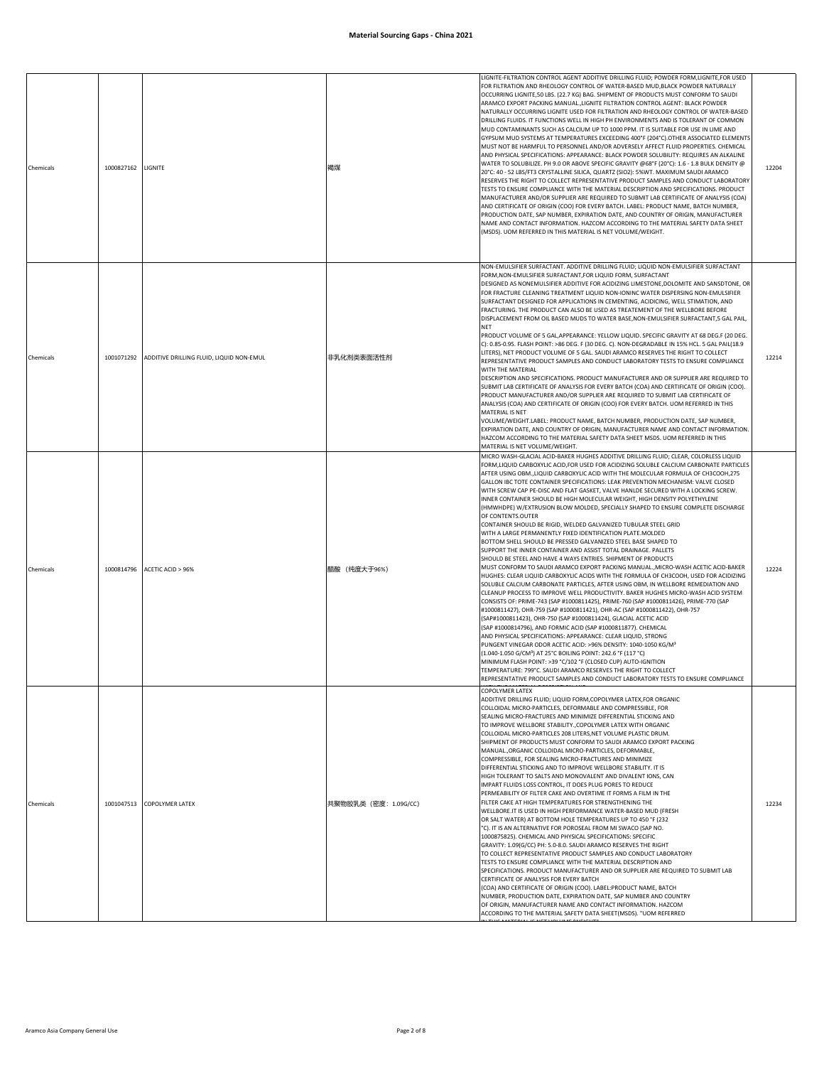# Material Sourcing Gaps - China 2021

| | | | | | |
|---|---|---|---|---|---|
| Chemicals | 1000827162 | LIGNITE | 褐煤 | LIGNITE-FILTRATION CONTROL AGENT ADDITIVE DRILLING FLUID; POWDER FORM,LIGNITE,FOR USED FOR FILTRATION AND RHEOLOGY CONTROL OF WATER-BASED MUD,BLACK POWDER NATURALLY OCCURRING LIGNITE,50 LBS. (22.7 KG) BAG. SHIPMENT OF PRODUCTS MUST CONFORM TO SAUDI ARAMCO EXPORT PACKING MANUAL.,LIGNITE FILTRATION CONTROL AGENT: BLACK POWDER NATURALLY OCCURRING LIGNITE USED FOR FILTRATION AND RHEOLOGY CONTROL OF WATER-BASED DRILLING FLUIDS. IT FUNCTIONS WELL IN HIGH PH ENVIRONMENTS AND IS TOLERANT OF COMMON MUD CONTAMINANTS SUCH AS CALCIUM UP TO 1000 PPM. IT IS SUITABLE FOR USE IN LIME AND GYPSUM MUD SYSTEMS AT TEMPERATURES EXCEEDING 400°F (204°C).OTHER ASSOCIATED ELEMENTS MUST NOT BE HARMFUL TO PERSONNEL AND/OR ADVERSELY AFFECT FLUID PROPERTIES. CHEMICAL AND PHYSICAL SPECIFICATIONS: APPEARANCE: BLACK POWDER SOLUBILITY: REQUIRES AN ALKALINE WATER TO SOLUBILIZE. PH 9.0 OR ABOVE SPECIFIC GRAVITY @68°F (20°C): 1.6 - 1.8 BULK DENSITY @ 20°C: 40 - 52 LBS/FT3 CRYSTALLINE SILICA, QUARTZ (SIO2): 5%WT. MAXIMUM SAUDI ARAMCO RESERVES THE RIGHT TO COLLECT REPRESENTATIVE PRODUCT SAMPLES AND CONDUCT LABORATORY TESTS TO ENSURE COMPLIANCE WITH THE MATERIAL DESCRIPTION AND SPECIFICATIONS. PRODUCT MANUFACTURER AND/OR SUPPLIER ARE REQUIRED TO SUBMIT LAB CERTIFICATE OF ANALYSIS (COA) AND CERTIFICATE OF ORIGIN (COO) FOR EVERY BATCH. LABEL: PRODUCT NAME, BATCH NUMBER, PRODUCTION DATE, SAP NUMBER, EXPIRATION DATE, AND COUNTRY OF ORIGIN, MANUFACTURER NAME AND CONTACT INFORMATION. HAZCOM ACCORDING TO THE MATERIAL SAFETY DATA SHEET (MSDS). UOM REFERRED IN THIS MATERIAL IS NET VOLUME/WEIGHT. | 12204 |
| Chemicals | 1001071292 | ADDITIVE DRILLING FLUID, LIQUID NON-EMUL | 非乳化剂类表面活性剂 | NON-EMULSIFIER SURFACTANT. ADDITIVE DRILLING FLUID; LIQUID NON-EMULSIFIER SURFACTANT FORM,NON-EMULSIFIER SURFACTANT,FOR LIQUID FORM, SURFACTANT DESIGNED AS NONEMULSIFIER ADDITIVE FOR ACIDIZING LIMESTONE,DOLOMITE AND SANSDTONE, OR FOR FRACTURE CLEANING TREATMENT LIQUID NON-IONINC WATER DISPERSING NON-EMULSIFIER SURFACTANT DESIGNED FOR APPLICATIONS IN CEMENTING, ACIDICING, WELL STIMATION, AND FRACTURING. THE PRODUCT CAN ALSO BE USED AS TREATEMENT OF THE WELLBORE BEFORE DISPLACEMENT FROM OIL BASED MUDS TO WATER BASE,NON-EMULSIFIER SURFACTANT,5 GAL PAIL, NET PRODUCT VOLUME OF 5 GAL,APPEARANCE: YELLOW LIQUID. SPECIFIC GRAVITY AT 68 DEG.F (20 DEG. C): 0.85-0.95. FLASH POINT: >86 DEG. F (30 DEG. C). NON-DEGRADABLE IN 15% HCL. 5 GAL PAIL(18.9 LITERS), NET PRODUCT VOLUME OF 5 GAL. SAUDI ARAMCO RESERVES THE RIGHT TO COLLECT REPRESENTATIVE PRODUCT SAMPLES AND CONDUCT LABORATORY TESTS TO ENSURE COMPLIANCE WITH THE MATERIAL DESCRIPTION AND SPECIFICATIONS. PRODUCT MANUFACTURER AND OR SUPPLIER ARE REQUIRED TO SUBMIT LAB CERTIFICATE OF ANALYSIS FOR EVERY BATCH (COA) AND CERTIFICATE OF ORIGIN (COO). PRODUCT MANUFACTURER AND/OR SUPPLIER ARE REQUIRED TO SUBMIT LAB CERTIFICATE OF ANALYSIS (COA) AND CERTIFICATE OF ORIGIN (COO) FOR EVERY BATCH. UOM REFERRED IN THIS MATERIAL IS NET VOLUME/WEIGHT.LABEL: PRODUCT NAME, BATCH NUMBER, PRODUCTION DATE, SAP NUMBER, EXPIRATION DATE, AND COUNTRY OF ORIGIN, MANUFACTURER NAME AND CONTACT INFORMATION. HAZCOM ACCORDING TO THE MATERIAL SAFETY DATA SHEET MSDS. UOM REFERRED IN THIS MATERIAL IS NET VOLUME/WEIGHT. | 12214 |
| Chemicals | 1000814796 | ACETIC ACID > 96% | 醋酸（纯度大于96%） | MICRO WASH-GLACIAL ACID-BAKER HUGHES ADDITIVE DRILLING FLUID; CLEAR, COLORLESS LIQUID FORM,LIQUID CARBOXYLIC ACID,FOR USED FOR ACIDIZING SOLUBLE CALCIUM CARBONATE PARTICLES AFTER USING OBM.,LIQUID CARBOXYLIC ACID WITH THE MOLECULAR FORMULA OF CH3COOH,275 GALLON IBC TOTE CONTAINER SPECIFICATIONS: LEAK PREVENTION MECHANISM: VALVE CLOSED WITH SCREW CAP PE-DISC AND FLAT GASKET, VALVE HANLDE SECURED WITH A LOCKING SCREW. INNER CONTAINER SHOULD BE HIGH MOLECULAR WEIGHT, HIGH DENSITY POLYETHYLENE (HMWHDPE) W/EXTRUSION BLOW MOLDED, SPECIALLY SHAPED TO ENSURE COMPLETE DISCHARGE OF CONTENTS.OUTER CONTAINER SHOULD BE RIGID, WELDED GALVANIZED TUBULAR STEEL GRID WITH A LARGE PERMANENTLY FIXED IDENTIFICATION PLATE.MOLDED BOTTOM SHELL SHOULD BE PRESSED GALVANIZED STEEL BASE SHAPED TO SUPPORT THE INNER CONTAINER AND ASSIST TOTAL DRAINAGE. PALLETS SHOULD BE STEEL AND HAVE 4 WAYS ENTRIES. SHIPMENT OF PRODUCTS MUST CONFORM TO SAUDI ARAMCO EXPORT PACKING MANUAL.,MICRO-WASH ACETIC ACID-BAKER HUGHES: CLEAR LIQUID CARBOXYLIC ACIDS WITH THE FORMULA OF CH3COOH, USED FOR ACIDIZING SOLUBLE CALCIUM CARBONATE PARTICLES, AFTER USING OBM, IN WELLBORE REMEDIATION AND CLEANUP PROCESS TO IMPROVE WELL PRODUCTIVITY. BAKER HUGHES MICRO-WASH ACID SYSTEM CONSISTS OF: PRIME-743 (SAP #1000811425), PRIME-760 (SAP #1000811426), PRIME-770 (SAP #1000811427), OHR-759 (SAP #1000811421), OHR-AC (SAP #1000811422), OHR-757 (SAP#1000811423), OHR-750 (SAP #1000811424), GLACIAL ACETIC ACID (SAP #1000814796), AND FORMIC ACID (SAP #1000811877). CHEMICAL AND PHYSICAL SPECIFICATIONS: APPEARANCE: CLEAR LIQUID, STRONG PUNGENT VINEGAR ODOR ACETIC ACID: >96% DENSITY: 1040-1050 KG/M³ (1.040-1.050 G/CM³) AT 25°C BOILING POINT: 242.6 °F (117 °C) MINIMUM FLASH POINT: >39 °C/102 °F (CLOSED CUP) AUTO-IGNITION TEMPERATURE: 799°C. SAUDI ARAMCO RESERVES THE RIGHT TO COLLECT REPRESENTATIVE PRODUCT SAMPLES AND CONDUCT LABORATORY TESTS TO ENSURE COMPLIANCE | 12224 |
| Chemicals | 1001047513 | COPOLYMER LATEX | 共聚物胶乳类（密度：1.09G/CC） | COPOLYMER LATEX ADDITIVE DRILLING FLUID; LIQUID FORM,COPOLYMER LATEX,FOR ORGANIC COLLOIDAL MICRO-PARTICLES, DEFORMABLE AND COMPRESSIBLE, FOR SEALING MICRO-FRACTURES AND MINIMIZE DIFFERENTIAL STICKING AND TO IMPROVE WELLBORE STABILITY.,COPOLYMER LATEX WITH ORGANIC COLLOIDAL MICRO-PARTICLES 208 LITERS,NET VOLUME PLASTIC DRUM. SHIPMENT OF PRODUCTS MUST CONFORM TO SAUDI ARAMCO EXPORT PACKING MANUAL.,ORGANIC COLLOIDAL MICRO-PARTICLES, DEFORMABLE, COMPRESSIBLE, FOR SEALING MICRO-FRACTURES AND MINIMIZE DIFFERENTIAL STICKING AND TO IMPROVE WELLBORE STABILITY. IT IS HIGH TOLERANT TO SALTS AND MONOVALENT AND DIVALENT IONS, CAN IMPART FLUIDS LOSS CONTROL, IT DOES PLUG PORES TO REDUCE PERMEABILITY OF FILTER CAKE AND OVERTIME IT FORMS A FILM IN THE FILTER CAKE AT HIGH TEMPERATURES FOR STRENGTHENING THE WELLBORE.IT IS USED IN HIGH PERFORMANCE WATER-BASED MUD (FRESH OR SALT WATER) AT BOTTOM HOLE TEMPERATURES UP TO 450 °F (232 °C). IT IS AN ALTERNATIVE FOR POROSEAL FROM MI SWACO (SAP NO. 1000875825). CHEMICAL AND PHYSICAL SPECIFICATIONS: SPECIFIC GRAVITY: 1.09(G/CC) PH: 5.0-8.0. SAUDI ARAMCO RESERVES THE RIGHT TO COLLECT REPRESENTATIVE PRODUCT SAMPLES AND CONDUCT LABORATORY TESTS TO ENSURE COMPLIANCE WITH THE MATERIAL DESCRIPTION AND SPECIFICATIONS. PRODUCT MANUFACTURER AND OR SUPPLIER ARE REQUIRED TO SUBMIT LAB CERTIFICATE OF ANALYSIS FOR EVERY BATCH (COA) AND CERTIFICATE OF ORIGIN (COO). LABEL:PRODUCT NAME, BATCH NUMBER, PRODUCTION DATE, EXPIRATION DATE, SAP NUMBER AND COUNTRY OF ORIGIN, MANUFACTURER NAME AND CONTACT INFORMATION. HAZCOM ACCORDING TO THE MATERIAL SAFETY DATA SHEET(MSDS). "UOM REFERRED | 12234 |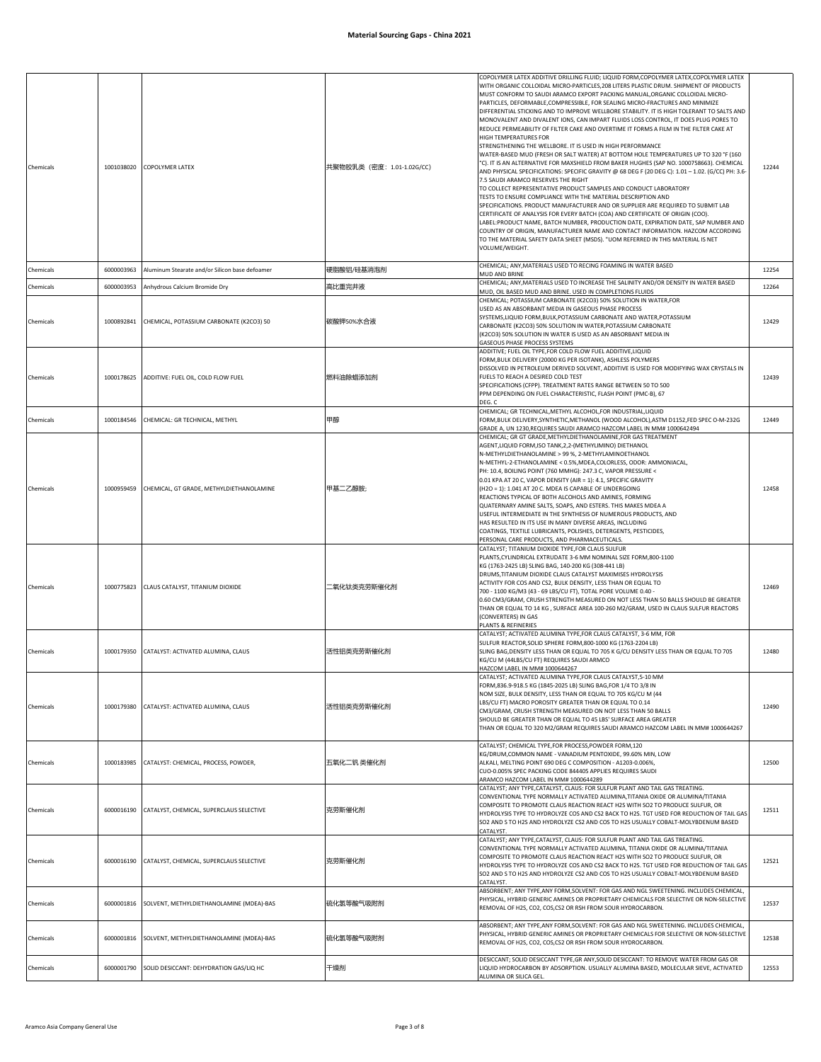## Material Sourcing Gaps - China 2021

| | | | | | |
|---|---|---|---|---|---|
| Chemicals | 1001038020 | COPOLYMER LATEX | 共聚物胶乳类（密度：1.01-1.02G/CC) | COPOLYMER LATEX ADDITIVE DRILLING FLUID; LIQUID FORM,COPOLYMER LATEX,COPOLYMER LATEX WITH ORGANIC COLLOIDAL MICRO-PARTICLES,208 LITERS PLASTIC DRUM. SHIPMENT OF PRODUCTS MUST CONFORM TO SAUDI ARAMCO EXPORT PACKING MANUAL,ORGANIC COLLOIDAL MICRO-PARTICLES, DEFORMABLE,COMPRESSIBLE, FOR SEALING MICRO-FRACTURES AND MINIMIZE DIFFERENTIAL STICKING AND TO IMPROVE WELLBORE STABILITY. IT IS HIGH TOLERANT TO SALTS AND MONOVALENT AND DIVALENT IONS, CAN IMPART FLUIDS LOSS CONTROL, IT DOES PLUG PORES TO REDUCE PERMEABILITY OF FILTER CAKE AND OVERTIME IT FORMS A FILM IN THE FILTER CAKE AT HIGH TEMPERATURES FOR STRENGTHENING THE WELLBORE. IT IS USED IN HIGH PERFORMANCE WATER-BASED MUD (FRESH OR SALT WATER) AT BOTTOM HOLE TEMPERATURES UP TO 320 °F (160 °C). IT IS AN ALTERNATIVE FOR MAXSHIELD FROM BAKER HUGHES (SAP NO. 1000758663). CHEMICAL AND PHYSICAL SPECIFICATIONS: SPECIFIC GRAVITY @ 68 DEG F (20 DEG C): 1.01 – 1.02. (G/CC) PH: 3.6-7.5 SAUDI ARAMCO RESERVES THE RIGHT TO COLLECT REPRESENTATIVE PRODUCT SAMPLES AND CONDUCT LABORATORY TESTS TO ENSURE COMPLIANCE WITH THE MATERIAL DESCRIPTION AND SPECIFICATIONS. PRODUCT MANUFACTURER AND OR SUPPLIER ARE REQUIRED TO SUBMIT LAB CERTIFICATE OF ANALYSIS FOR EVERY BATCH (COA) AND CERTIFICATE OF ORIGIN (COO). LABEL:PRODUCT NAME, BATCH NUMBER, PRODUCTION DATE, EXPIRATION DATE, SAP NUMBER AND COUNTRY OF ORIGIN, MANUFACTURER NAME AND CONTACT INFORMATION. HAZCOM ACCORDING TO THE MATERIAL SAFETY DATA SHEET (MSDS). "UOM REFERRED IN THIS MATERIAL IS NET VOLUME/WEIGHT. | 12244 |
| Chemicals | 6000003963 | Aluminum Stearate and/or Silicon base defoamer | 硬脂酸铝/硅基消泡剂 | CHEMICAL; ANY,MATERIALS USED TO RECING FOAMING IN WATER BASED MUD AND BRINE | 12254 |
| Chemicals | 6000003953 | Anhydrous Calcium Bromide Dry | 高比重完井液 | CHEMICAL; ANY,MATERIALS USED TO INCREASE THE SALINITY AND/OR DENSITY IN WATER BASED MUD, OIL BASED MUD AND BRINE. USED IN COMPLETIONS FLUIDS | 12264 |
| Chemicals | 1000892841 | CHEMICAL, POTASSIUM CARBONATE (K2CO3) 50 | 碳酸钾50%水合液 | CHEMICAL; POTASSIUM CARBONATE (K2CO3) 50% SOLUTION IN WATER,FOR USED AS AN ABSORBANT MEDIA IN GASEOUS PHASE PROCESS SYSTEMS,LIQUID FORM,BULK,POTASSIUM CARBONATE AND WATER,POTASSIUM CARBONATE (K2CO3) 50% SOLUTION IN WATER,POTASSIUM CARBONATE (K2CO3) 50% SOLUTION IN WATER IS USED AS AN ABSORBANT MEDIA IN GASEOUS PHASE PROCESS SYSTEMS | 12429 |
| Chemicals | 1000178625 | ADDITIVE: FUEL OIL, COLD FLOW FUEL | 燃料油除蜡添加剂 | ADDITIVE; FUEL OIL TYPE,FOR COLD FLOW FUEL ADDITIVE,LIQUID FORM,BULK DELIVERY (20000 KG PER ISOTANK), ASHLESS POLYMERS DISSOLVED IN PETROLEUM DERIVED SOLVENT, ADDITIVE IS USED FOR MODIFYING WAX CRYSTALS IN FUELS TO REACH A DESIRED COLD TEST SPECIFICATIONS (CFPP). TREATMENT RATES RANGE BETWEEN 50 TO 500 PPM DEPENDING ON FUEL CHARACTERISTIC, FLASH POINT (PMC-B), 67 DEG. C | 12439 |
| Chemicals | 1000184546 | CHEMICAL: GR TECHNICAL, METHYL | 甲醇 | CHEMICAL; GR TECHNICAL,METHYL ALCOHOL,FOR INDUSTRIAL,LIQUID FORM,BULK DELIVERY,SYNTHETIC,METHANOL (WOOD ALCOHOL),ASTM D1152,FED SPEC O-M-232G GRADE A, UN 1230,REQUIRES SAUDI ARAMCO HAZCOM LABEL IN MM# 1000642494 | 12449 |
| Chemicals | 1000959459 | CHEMICAL, GT GRADE, METHYLDIETHANOLAMINE | 甲基二乙醇胺; | CHEMICAL; GR GT GRADE,METHYLDIETHANOLAMINE,FOR GAS TREATMENT AGENT,LIQUID FORM,ISO TANK,2,2-(METHYLIMINO) DIETHANOL N-METHYLDIETHANOLAMINE > 99 %, 2-METHYLAMINOETHANOL N-METHYL-2-ETHANOLAMINE < 0.5%,MDEA,COLORLESS, ODOR: AMMONIACAL, PH: 10.4, BOILING POINT (760 MMHG): 247.3 C, VAPOR PRESSURE < 0.01 KPA AT 20 C, VAPOR DENSITY (AIR = 1): 4.1, SPECIFIC GRAVITY (H2O = 1): 1.041 AT 20 C. MDEA IS CAPABLE OF UNDERGOING REACTIONS TYPICAL OF BOTH ALCOHOLS AND AMINES, FORMING QUATERNARY AMINE SALTS, SOAPS, AND ESTERS. THIS MAKES MDEA A USEFUL INTERMEDIATE IN THE SYNTHESIS OF NUMEROUS PRODUCTS, AND HAS RESULTED IN ITS USE IN MANY DIVERSE AREAS, INCLUDING COATINGS, TEXTILE LUBRICANTS, POLISHES, DETERGENTS, PESTICIDES, PERSONAL CARE PRODUCTS, AND PHARMACEUTICALS. | 12458 |
| Chemicals | 1000775823 | CLAUS CATALYST, TITANIUM DIOXIDE | 二氧化钛类克劳斯催化剂 | CATALYST; TITANIUM DIOXIDE TYPE,FOR CLAUS SULFUR PLANTS,CYLINDRICAL EXTRUDATE 3-6 MM NOMINAL SIZE FORM,800-1100 KG (1763-2425 LB) SLING BAG, 140-200 KG (308-441 LB) DRUMS,TITANIUM DIOXIDE CLAUS CATALYST MAXIMISES HYDROLYSIS ACTIVITY FOR COS AND CS2, BULK DENSITY, LESS THAN OR EQUAL TO 700 - 1100 KG/M3 (43 - 69 LBS/CU FT), TOTAL PORE VOLUME 0.40 - 0.60 CM3/GRAM, CRUSH STRENGTH MEASURED ON NOT LESS THAN 50 BALLS SHOULD BE GREATER THAN OR EQUAL TO 14 KG , SURFACE AREA 100-260 M2/GRAM, USED IN CLAUS SULFUR REACTORS (CONVERTERS) IN GAS PLANTS & REFINERIES | 12469 |
| Chemicals | 1000179350 | CATALYST: ACTIVATED ALUMINA, CLAUS | 活性铝类克劳斯催化剂 | CATALYST; ACTIVATED ALUMINA TYPE,FOR CLAUS CATALYST, 3-6 MM, FOR SULFUR REACTOR,SOLID SPHERE FORM,800-1000 KG (1763-2204 LB) SLING BAG,DENSITY LESS THAN OR EQUAL TO 705 K G/CU DENSITY LESS THAN OR EQUAL TO 705 KG/CU M (44LBS/CU FT) REQUIRES SAUDI ARMCO HAZCOM LABEL IN MM# 1000644267 | 12480 |
| Chemicals | 1000179380 | CATALYST: ACTIVATED ALUMINA, CLAUS | 活性铝类克劳斯催化剂 | CATALYST; ACTIVATED ALUMINA TYPE,FOR CLAUS CATALYST,5-10 MM FORM,836.9-918.5 KG (1845-2025 LB) SLING BAG,FOR 1/4 TO 3/8 IN NOM SIZE, BULK DENSITY, LESS THAN OR EQUAL TO 705 KG/CU M (44 LBS/CU FT) MACRO POROSITY GREATER THAN OR EQUAL TO 0.14 CM3/GRAM, CRUSH STRENGTH MEASURED ON NOT LESS THAN 50 BALLS SHOULD BE GREATER THAN OR EQUAL TO 45 LBS' SURFACE AREA GREATER THAN OR EQUAL TO 320 M2/GRAM REQUIRES SAUDI ARAMCO HAZCOM LABEL IN MM# 1000644267 | 12490 |
| Chemicals | 1000183985 | CATALYST: CHEMICAL, PROCESS, POWDER, | 五氧化二钒 类催化剂 | CATALYST; CHEMICAL TYPE,FOR PROCESS,POWDER FORM,120 KG/DRUM,COMMON NAME - VANADIUM PENTOXIDE, 99.60% MIN, LOW ALKALI, MELTING POINT 690 DEG C COMPOSITION - A1203-0.006%, CUO-0.005% SPEC PACKING CODE 844405 APPLIES REQUIRES SAUDI ARAMCO HAZCOM LABEL IN MM# 1000644289 | 12500 |
| Chemicals | 6000016190 | CATALYST, CHEMICAL, SUPERCLAUS SELECTIVE | 克劳斯催化剂 | CATALYST; ANY TYPE,CATALYST, CLAUS: FOR SULFUR PLANT AND TAIL GAS TREATING. CONVENTIONAL TYPE NORMALLY ACTIVATED ALUMINA,TITANIA OXIDE OR ALUMINA/TITANIA COMPOSITE TO PROMOTE CLAUS REACTION REACT H2S WITH SO2 TO PRODUCE SULFUR, OR HYDROLYSIS TYPE TO HYDROLYZE COS AND CS2 BACK TO H2S. TGT USED FOR REDUCTION OF TAIL GAS SO2 AND S TO H2S AND HYDROLYZE CS2 AND COS TO H2S USUALLY COBALT-MOLYBDENUM BASED CATALYST. | 12511 |
| Chemicals | 6000016190 | CATALYST, CHEMICAL, SUPERCLAUS SELECTIVE | 克劳斯催化剂 | CATALYST; ANY TYPE,CATALYST, CLAUS: FOR SULFUR PLANT AND TAIL GAS TREATING. CONVENTIONAL TYPE NORMALLY ACTIVATED ALUMINA, TITANIA OXIDE OR ALUMINA/TITANIA COMPOSITE TO PROMOTE CLAUS REACTION REACT H2S WITH SO2 TO PRODUCE SULFUR, OR HYDROLYSIS TYPE TO HYDROLYZE COS AND CS2 BACK TO H2S. TGT USED FOR REDUCTION OF TAIL GAS SO2 AND S TO H2S AND HYDROLYZE CS2 AND COS TO H2S USUALLY COBALT-MOLYBDENUM BASED CATALYST. | 12521 |
| Chemicals | 6000001816 | SOLVENT, METHYLDIETHANOLAMINE (MDEA)-BAS | 硫化氢等酸气吸附剂 | ABSORBENT; ANY TYPE,ANY FORM,SOLVENT: FOR GAS AND NGL SWEETENING. INCLUDES CHEMICAL, PHYSICAL, HYBRID GENERIC AMINES OR PROPRIETARY CHEMICALS FOR SELECTIVE OR NON-SELECTIVE REMOVAL OF H2S, CO2, COS,CS2 OR RSH FROM SOUR HYDROCARBON. | 12537 |
| Chemicals | 6000001816 | SOLVENT, METHYLDIETHANOLAMINE (MDEA)-BAS | 硫化氢等酸气吸附剂 | ABSORBENT; ANY TYPE,ANY FORM,SOLVENT: FOR GAS AND NGL SWEETENING. INCLUDES CHEMICAL, PHYSICAL, HYBRID GENERIC AMINES OR PROPRIETARY CHEMICALS FOR SELECTIVE OR NON-SELECTIVE REMOVAL OF H2S, CO2, COS,CS2 OR RSH FROM SOUR HYDROCARBON. | 12538 |
| Chemicals | 6000001790 | SOLID DESICCANT: DEHYDRATION GAS/LIQ HC | 干燥剂 | DESICCANT; SOLID DESICCANT TYPE,GR ANY,SOLID DESICCANT: TO REMOVE WATER FROM GAS OR LIQUID HYDROCARBON BY ADSORPTION. USUALLY ALUMINA BASED, MOLECULAR SIEVE, ACTIVATED ALUMINA OR SILICA GEL. | 12553 |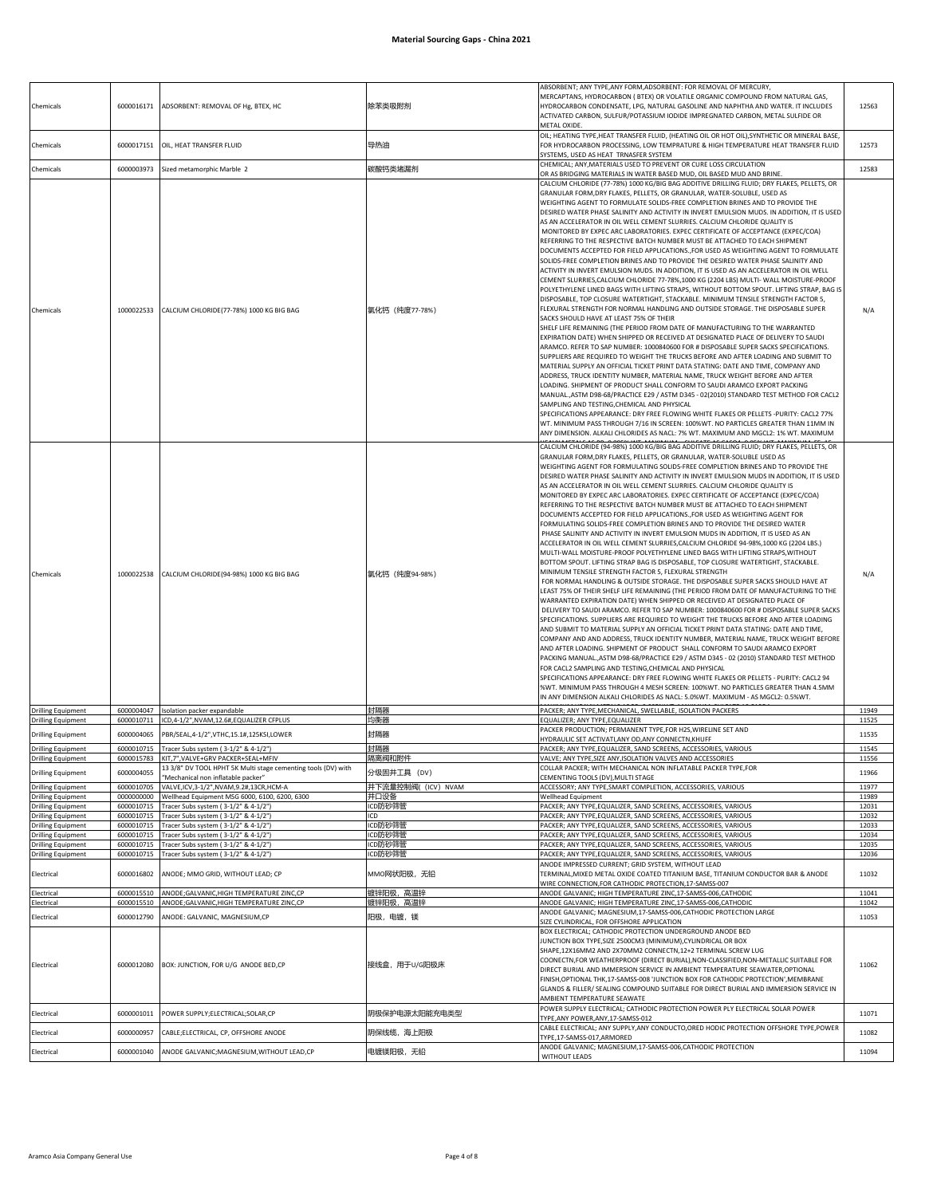# Material Sourcing Gaps - China 2021

| | | | | | |
|---|---|---|---|---|---|
| Chemicals | 6000016171 | ADSORBENT: REMOVAL OF Hg, BTEX, HC | 除苯类吸附剂 | ABSORBENT; ANY TYPE,ANY FORM,ADSORBENT: FOR REMOVAL OF MERCURY, MERCAPTANS, HYDROCARBON ( BTEX) OR VOLATILE ORGANIC COMPOUND FROM NATURAL GAS, HYDROCARBON CONDENSATE, LPG, NATURAL GASOLINE AND NAPHTHA AND WATER. IT INCLUDES ACTIVATED CARBON, SULFUR/POTASSIUM IODIDE IMPREGNATED CARBON, METAL SULFIDE OR METAL OXIDE. | 12563 |
| Chemicals | 6000017151 | OIL, HEAT TRANSFER FLUID | 导热油 | OIL; HEATING TYPE,HEAT TRANSFER FLUID, (HEATING OIL OR HOT OIL),SYNTHETIC OR MINERAL BASE, FOR HYDROCARBON PROCESSING, LOW TEMPRATURE & HIGH TEMPERATURE HEAT TRANSFER FLUID SYSTEMS, USED AS HEAT TRNASFER SYSTEM | 12573 |
| Chemicals | 6000003973 | Sized metamorphic Marble 2 | 碳酸钙类堵漏剂 | CHEMICAL; ANY,MATERIALS USED TO PREVENT OR CURE LOSS CIRCULATION OR AS BRIDGING MATERIALS IN WATER BASED MUD, OIL BASED MUD AND BRINE. | 12583 |
| Chemicals | 1000022533 | CALCIUM CHLORIDE(77-78%) 1000 KG BIG BAG | 氯化钙（纯度77-78%） | CALCIUM CHLORIDE (77-78%) 1000 KG/BIG BAG ADDITIVE DRILLING FLUID; DRY FLAKES, PELLETS, OR GRANULAR FORM,DRY FLAKES, PELLETS, OR GRANULAR, WATER-SOLUBLE, USED AS WEIGHTING AGENT TO FORMULATE SOLIDS-FREE COMPLETION BRINES AND TO PROVIDE THE DESIRED WATER PHASE SALINITY AND ACTIVITY IN INVERT EMULSION MUDS. IN ADDITION, IT IS USED AS AN ACCELERATOR IN OIL WELL CEMENT SLURRIES. CALCIUM CHLORIDE QUALITY IS MONITORED BY EXPEC ARC LABORATORIES. EXPEC CERTIFICATE OF ACCEPTANCE (EXPEC/COA) REFERRING TO THE RESPECTIVE BATCH NUMBER MUST BE ATTACHED TO EACH SHIPMENT DOCUMENTS ACCEPTED FOR FIELD APPLICATIONS.,FOR USED AS WEIGHTING AGENT TO FORMULATE SOLIDS-FREE COMPLETION BRINES AND TO PROVIDE THE DESIRED WATER PHASE SALINITY AND ACTIVITY IN INVERT EMULSION MUDS. IN ADDITION, IT IS USED AS AN ACCELERATOR IN OIL WELL CEMENT SLURRIES,CALCIUM CHLORIDE 77-78%,1000 KG (2204 LBS) MULTI- WALL MOISTURE-PROOF POLYETHYLENE LINED BAGS WITH LIFTING STRAPS, WITHOUT BOTTOM SPOUT. LIFTING STRAP, BAG IS DISPOSABLE, TOP CLOSURE WATERTIGHT, STACKABLE. MINIMUM TENSILE STRENGTH FACTOR 5, FLEXURAL STRENGTH FOR NORMAL HANDLING AND OUTSIDE STORAGE. THE DISPOSABLE SUPER SACKS SHOULD HAVE AT LEAST 75% OF THEIR SHELF LIFE REMAINING (THE PERIOD FROM DATE OF MANUFACTURING TO THE WARRANTED EXPIRATION DATE) WHEN SHIPPED OR RECEIVED AT DESIGNATED PLACE OF DELIVERY TO SAUDI ARAMCO. REFER TO SAP NUMBER: 1000840600 FOR # DISPOSABLE SUPER SACKS SPECIFICATIONS. SUPPLIERS ARE REQUIRED TO WEIGHT THE TRUCKS BEFORE AND AFTER LOADING AND SUBMIT TO MATERIAL SUPPLY AN OFFICIAL TICKET PRINT DATA STATING: DATE AND TIME, COMPANY AND ADDRESS, TRUCK IDENTITY NUMBER, MATERIAL NAME, TRUCK WEIGHT BEFORE AND AFTER LOADING. SHIPMENT OF PRODUCT SHALL CONFORM TO SAUDI ARAMCO EXPORT PACKING MANUAL.,ASTM D98-68/PRACTICE E29 / ASTM D345 - 02(2010) STANDARD TEST METHOD FOR CACL2 SAMPLING AND TESTING,CHEMICAL AND PHYSICAL SPECIFICATIONS APPEARANCE: DRY FREE FLOWING WHITE FLAKES OR PELLETS -PURITY: CACL2 77% WT. MINIMUM PASS THROUGH 7/16 IN SCREEN: 100%WT. NO PARTICLES GREATER THAN 11MM IN ANY DIMENSION. ALKALI CHLORIDES AS NACL: 7% WT. MAXIMUM AND MGCL2: 1% WT. MAXIMUM | N/A |
| Chemicals | 1000022538 | CALCIUM CHLORIDE(94-98%) 1000 KG BIG BAG | 氯化钙（纯度94-98%） | CALCIUM CHLORIDE (94-98%) 1000 KG/BIG BAG ADDITIVE DRILLING FLUID; DRY FLAKES, PELLETS, OR GRANULAR FORM,DRY FLAKES, PELLETS, OR GRANULAR, WATER-SOLUBLE USED AS WEIGHTING AGENT FOR FORMULATING SOLIDS-FREE COMPLETION BRINES AND TO PROVIDE THE DESIRED WATER PHASE SALINITY AND ACTIVITY IN INVERT EMULSION MUDS IN ADDITION, IT IS USED AS AN ACCELERATOR IN OIL WELL CEMENT SLURRIES. CALCIUM CHLORIDE QUALITY IS MONITORED BY EXPEC ARC LABORATORIES. EXPEC CERTIFICATE OF ACCEPTANCE (EXPEC/COA) REFERRING TO THE RESPECTIVE BATCH NUMBER MUST BE ATTACHED TO EACH SHIPMENT DOCUMENTS ACCEPTED FOR FIELD APPLICATIONS.,FOR USED AS WEIGHTING AGENT FOR FORMULATING SOLIDS-FREE COMPLETION BRINES AND TO PROVIDE THE DESIRED WATER PHASE SALINITY AND ACTIVITY IN INVERT EMULSION MUDS IN ADDITION, IT IS USED AS AN ACCELERATOR IN OIL WELL CEMENT SLURRIES,CALCIUM CHLORIDE 94-98%,1000 KG (2204 LBS.) MULTI-WALL MOISTURE-PROOF POLYETHYLENE LINED BAGS WITH LIFTING STRAPS,WITHOUT BOTTOM SPOUT. LIFTING STRAP BAG IS DISPOSABLE, TOP CLOSURE WATERTIGHT, STACKABLE. MINIMUM TENSILE STRENGTH FACTOR 5, FLEXURAL STRENGTH FOR NORMAL HANDLING & OUTSIDE STORAGE. THE DISPOSABLE SUPER SACKS SHOULD HAVE AT LEAST 75% OF THEIR SHELF LIFE REMAINING (THE PERIOD FROM DATE OF MANUFACTURING TO THE WARRANTED EXPIRATION DATE) WHEN SHIPPED OR RECEIVED AT DESIGNATED PLACE OF DELIVERY TO SAUDI ARAMCO. REFER TO SAP NUMBER: 1000840600 FOR # DISPOSABLE SUPER SACKS SPECIFICATIONS. SUPPLIERS ARE REQUIRED TO WEIGHT THE TRUCKS BEFORE AND AFTER LOADING AND SUBMIT TO MATERIAL SUPPLY AN OFFICIAL TICKET PRINT DATA STATING: DATE AND TIME, COMPANY AND AND ADDRESS, TRUCK IDENTITY NUMBER, MATERIAL NAME, TRUCK WEIGHT BEFORE AND AFTER LOADING. SHIPMENT OF PRODUCT SHALL CONFORM TO SAUDI ARAMCO EXPORT PACKING MANUAL.,ASTM D98-68/PRACTICE E29 / ASTM D345 - 02 (2010) STANDARD TEST METHOD FOR CACL2 SAMPLING AND TESTING,CHEMICAL AND PHYSICAL SPECIFICATIONS APPEARANCE: DRY FREE FLOWING WHITE FLAKES OR PELLETS - PURITY: CACL2 94 %WT. MINIMUM PASS THROUGH 4 MESH SCREEN: 100%WT. NO PARTICLES GREATER THAN 4.5MM IN ANY DIMENSION ALKALI CHLORIDES AS NACL: 5.0%WT. MAXIMUM - AS MGCL2: 0.5%WT. | N/A |
| Drilling Equipment | 6000004047 | Isolation packer expandable | 封隔器 | PACKER; ANY TYPE,MECHANICAL, SWELLABLE, ISOLATION PACKERS | 11949 |
| Drilling Equipment | 6000010711 | ICD,4-1/2",NVAM,12.6#,EQUALIZER CFPLUS | 均衡器 | EQUALIZER; ANY TYPE,EQUALIZER | 11525 |
| Drilling Equipment | 6000004065 | PBR/SEAL,4-1/2",VTHC,15.1#,125KSI,LOWER | 封隔器 | PACKER PRODUCTION; PERMANENT TYPE,FOR H2S,WIRELINE SET AND HYDRAULIC SET ACTIVATI,ANY OD,ANY CONNECTN,KHUFF | 11535 |
| Drilling Equipment | 6000010715 | Tracer Subs system ( 3-1/2" & 4-1/2") | 封隔器 | PACKER; ANY TYPE,EQUALIZER, SAND SCREENS, ACCESSORIES, VARIOUS | 11545 |
| Drilling Equipment | 6000015783 | KIT,7",VALVE+GRV PACKER+SEAL+MFIV | 隔离阀和附件 | VALVE; ANY TYPE,SIZE ANY,ISOLATION VALVES AND ACCESSORIES | 11556 |
| Drilling Equipment | 6000004055 | 13 3/8" DV TOOL HPHT 5K Multi stage cementing tools (DV) with "Mechanical non inflatable packer" | 分级固井工具（DV） | COLLAR PACKER; WITH MECHANICAL NON INFLATABLE PACKER TYPE,FOR CEMENTING TOOLS (DV),MULTI STAGE | 11966 |
| Drilling Equipment | 6000010705 | VALVE,ICV,3-1/2",NVAM,9.2#,13CR,HCM-A | 井下流量控制阀（ICV）NVAM | ACCESSORY; ANY TYPE,SMART COMPLETION, ACCESSORIES, VARIOUS | 11977 |
| Drilling Equipment | 0000000000 | Wellhead Equipment MSG 6000, 6100, 6200, 6300 | 井口设备 | Wellhead Equipment | 11989 |
| Drilling Equipment | 6000010715 | Tracer Subs system ( 3-1/2" & 4-1/2") | ICD防砂筛管 | PACKER; ANY TYPE,EQUALIZER, SAND SCREENS, ACCESSORIES, VARIOUS | 12031 |
| Drilling Equipment | 6000010715 | Tracer Subs system ( 3-1/2" & 4-1/2") | ICD | PACKER; ANY TYPE,EQUALIZER, SAND SCREENS, ACCESSORIES, VARIOUS | 12032 |
| Drilling Equipment | 6000010715 | Tracer Subs system ( 3-1/2" & 4-1/2") | ICD防砂筛管 | PACKER; ANY TYPE,EQUALIZER, SAND SCREENS, ACCESSORIES, VARIOUS | 12033 |
| Drilling Equipment | 6000010715 | Tracer Subs system ( 3-1/2" & 4-1/2") | ICD防砂筛管 | PACKER; ANY TYPE,EQUALIZER, SAND SCREENS, ACCESSORIES, VARIOUS | 12034 |
| Drilling Equipment | 6000010715 | Tracer Subs system ( 3-1/2" & 4-1/2") | ICD防砂筛管 | PACKER; ANY TYPE,EQUALIZER, SAND SCREENS, ACCESSORIES, VARIOUS | 12035 |
| Drilling Equipment | 6000010715 | Tracer Subs system ( 3-1/2" & 4-1/2") | ICD防砂筛管 | PACKER; ANY TYPE,EQUALIZER, SAND SCREENS, ACCESSORIES, VARIOUS | 12036 |
| Electrical | 6000016802 | ANODE; MMO GRID, WITHOUT LEAD; CP | MMO网状阳极，无铅 | ANODE IMPRESSED CURRENT; GRID SYSTEM, WITHOUT LEAD TERMINAL,MIXED METAL OXIDE COATED TITANIUM BASE, TITANIUM CONDUCTOR BAR & ANODE WIRE CONNECTION,FOR CATHODIC PROTECTION,17-SAMSS-007 | 11032 |
| Electrical | 6000015510 | ANODE;GALVANIC,HIGH TEMPERATURE ZINC,CP | 镀锌阳极，高温锌 | ANODE GALVANIC; HIGH TEMPERATURE ZINC,17-SAMSS-006,CATHODIC | 11041 |
| Electrical | 6000015510 | ANODE;GALVANIC,HIGH TEMPERATURE ZINC,CP | 镀锌阳极，高温锌 | ANODE GALVANIC; HIGH TEMPERATURE ZINC,17-SAMSS-006,CATHODIC | 11042 |
| Electrical | 6000012790 | ANODE: GALVANIC, MAGNESIUM,CP | 阳极，电镀，镁 | ANODE GALVANIC; MAGNESIUM,17-SAMSS-006,CATHODIC PROTECTION LARGE SIZE CYLINDRICAL, FOR OFFSHORE APPLICATION | 11053 |
| Electrical | 6000012080 | BOX: JUNCTION, FOR U/G ANODE BED,CP | 接线盒，用于U/G阳极床 | BOX ELECTRICAL; CATHODIC PROTECTION UNDERGROUND ANODE BED JUNCTION BOX TYPE,SIZE 2500CM3 (MINIMUM),CYLINDRICAL OR BOX SHAPE,12X16MM2 AND 2X70MM2 CONNECTN,12+2 TERMINAL SCREW LUG COONECTN,FOR WEATHERPROOF (DIRECT BURIAL),NON-CLASSIFIED,NON-METALLIC SUITABLE FOR DIRECT BURIAL AND IMMERSION SERVICE IN AMBIENT TEMPERATURE SEAWATER,OPTIONAL FINISH,OPTIONAL THK,17-SAMSS-008 'JUNCTION BOX FOR CATHODIC PROTECTION',MEMBRANE GLANDS & FILLER/ SEALING COMPOUND SUITABLE FOR DIRECT BURIAL AND IMMERSION SERVICE IN AMBIENT TEMPERATURE SEAWATE | 11062 |
| Electrical | 6000001011 | POWER SUPPLY;ELECTRICAL;SOLAR,CP | 阴极保护电源太阳能充电类型 | POWER SUPPLY ELECTRICAL; CATHODIC PROTECTION POWER PLY ELECTRICAL SOLAR POWER TYPE,ANY POWER,ANY,17-SAMSS-012 | 11071 |
| Electrical | 6000000957 | CABLE;ELECTRICAL, CP, OFFSHORE ANODE | 阴保线缆，海上阳极 | CABLE ELECTRICAL; ANY SUPPLY,ANY CONDUCTO,ORED HODIC PROTECTION OFFSHORE TYPE,POWER TYPE,17-SAMSS-017,ARMORED | 11082 |
| Electrical | 6000001040 | ANODE GALVANIC;MAGNESIUM,WITHOUT LEAD,CP | 电镀镁阳极，无铅 | ANODE GALVANIC; MAGNESIUM,17-SAMSS-006,CATHODIC PROTECTION WITHOUT LEADS | 11094 |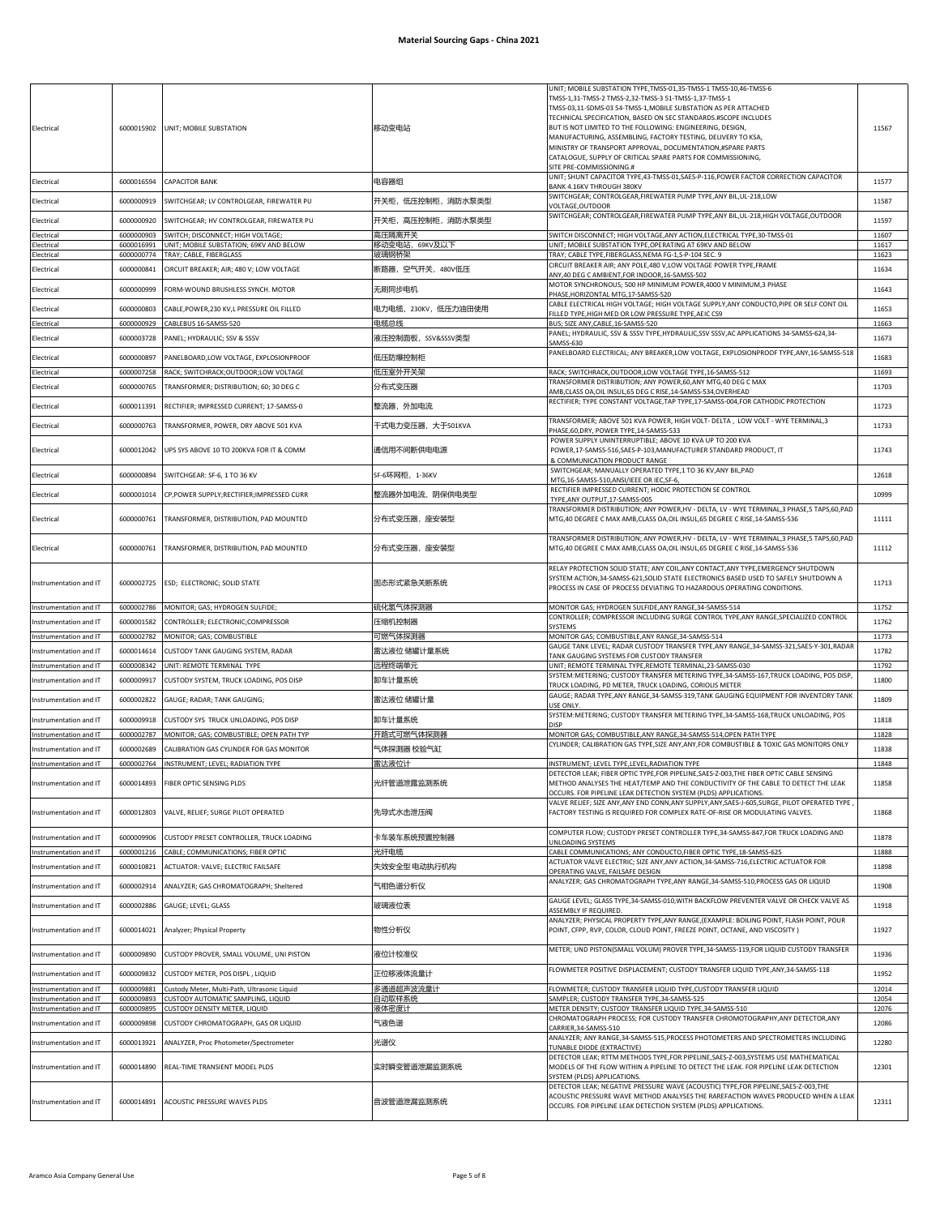# Material Sourcing Gaps - China 2021

| | | | | | |
|---|---|---|---|---|---|
| Electrical | 6000015902 | UNIT; MOBILE SUBSTATION | 移动变电站 | UNIT; MOBILE SUBSTATION TYPE,TMSS-01,35-TMSS-1 TMSS-10,46-TMSS-6 TMSS-1,31-TMSS-2 TMSS-2,32-TMSS-3 51-TMSS-1,37-TMSS-1 TMSS-03,11-SDMS-03 54-TMSS-1,MOBILE SUBSTATION AS PER ATTACHED TECHNICAL SPECIFICATION, BASED ON SEC STANDARDS.#SCOPE INCLUDES BUT IS NOT LIMITED TO THE FOLLOWING: ENGINEERING, DESIGN, MANUFACTURING, ASSEMBLING, FACTORY TESTING, DELIVERY TO KSA, MINISTRY OF TRANSPORT APPROVAL, DOCUMENTATION,#SPARE PARTS CATALOGUE, SUPPLY OF CRITICAL SPARE PARTS FOR COMMISSIONING, SITE PRE-COMMISSIONING.# | 11567 |
| Electrical | 6000016594 | CAPACITOR BANK | 电容器组 | UNIT; SHUNT CAPACITOR TYPE,43-TMSS-01,SAES-P-116,POWER FACTOR CORRECTION CAPACITOR BANK 4.16KV THROUGH 380KV | 11577 |
| Electrical | 6000000919 | SWITCHGEAR; LV CONTROLGEAR, FIREWATER PU | 开关柜，低压控制柜，消防水泵类型 | SWITCHGEAR; CONTROLGEAR,FIREWATER PUMP TYPE,ANY BIL,UL-218,LOW VOLTAGE,OUTDOOR | 11587 |
| Electrical | 6000000920 | SWITCHGEAR; HV CONTROLGEAR, FIREWATER PU | 开关柜，高压控制柜，消防水泵类型 | SWITCHGEAR; CONTROLGEAR,FIREWATER PUMP TYPE,ANY BIL,UL-218,HIGH VOLTAGE,OUTDOOR | 11597 |
| Electrical | 6000000903 | SWITCH; DISCONNECT; HIGH VOLTAGE; | 高压隔离开关 | SWITCH DISCONNECT; HIGH VOLTAGE,ANY ACTION,ELECTRICAL TYPE,30-TMSS-01 | 11607 |
| Electrical | 6000016991 | UNIT; MOBILE SUBSTATION; 69KV AND BELOW | 移动变电站，69KV及以下 | UNIT; MOBILE SUBSTATION TYPE,OPERATING AT 69KV AND BELOW | 11617 |
| Electrical | 6000000774 | TRAY; CABLE, FIBERGLASS | 玻璃钢桥架 | TRAY; CABLE TYPE,FIBERGLASS,NEMA FG-1,S-P-104 SEC. 9 | 11623 |
| Electrical | 6000000841 | CIRCUIT BREAKER; AIR; 480 V; LOW VOLTAGE | 断路器，空气开关，480V低压 | CIRCUIT BREAKER AIR; ANY POLE,480 V,LOW VOLTAGE POWER TYPE,FRAME ANY,40 DEG C AMBIENT,FOR INDOOR,16-SAMSS-502 | 11634 |
| Electrical | 6000000999 | FORM-WOUND BRUSHLESS SYNCH. MOTOR | 无刷同步电机 | MOTOR SYNCHRONOUS; 500 HP MINIMUM POWER,4000 V MINIMUM,3 PHASE PHASE,HORIZONTAL MTG,17-SAMSS-520 | 11643 |
| Electrical | 6000000803 | CABLE,POWER,230 KV,L PRESSURE OIL FILLED | 电力电缆，230KV，低压力油田使用 | CABLE ELECTRICAL HIGH VOLTAGE; HIGH VOLTAGE SUPPLY,ANY CONDUCTO,PIPE OR SELF CONT OIL FILLED TYPE,HIGH MED OR LOW PRESSURE TYPE,AEIC CS9 | 11653 |
| Electrical | 6000000929 | CABLEBUS 16-SAMSS-520 | 电缆总线 | BUS; SIZE ANY,CABLE,16-SAMSS-520 | 11663 |
| Electrical | 6000003728 | PANEL; HYDRAULIC; SSV & SSSV | 液压控制面板，SSV&SSSV类型 | PANEL; HYDRAULIC, SSV & SSSV TYPE,HYDRAULIC,SSV SSSV,AC APPLICATIONS 34-SAMSS-624,34-SAMSS-630 | 11673 |
| Electrical | 6000000897 | PANELBOARD,LOW VOLTAGE, EXPLOSIONPROOF | 低压防爆控制柜 | PANELBOARD ELECTRICAL; ANY BREAKER,LOW VOLTAGE, EXPLOSIONPROOF TYPE,ANY,16-SAMSS-518 | 11683 |
| Electrical | 6000007258 | RACK; SWITCHRACK;OUTDOOR;LOW VOLTAGE | 低压室外开关架 | RACK; SWITCHRACK,OUTDOOR,LOW VOLTAGE TYPE,16-SAMSS-512 | 11693 |
| Electrical | 6000000765 | TRANSFORMER; DISTRIBUTION; 60; 30 DEG C | 分布式变压器 | TRANSFORMER DISTRIBUTION; ANY POWER,60,ANY MTG,40 DEG C MAX AMB,CLASS OA,OIL INSUL,65 DEG C RISE,14-SAMSS-534,OVERHEAD | 11703 |
| Electrical | 6000011391 | RECTIFIER; IMPRESSED CURRENT; 17-SAMSS-0 | 整流器，外加电流 | RECTIFIER; TYPE CONSTANT VOLTAGE,TAP TYPE,17-SAMSS-004,FOR CATHODIC PROTECTION | 11723 |
| Electrical | 6000000763 | TRANSFORMER, POWER, DRY ABOVE 501 KVA | 干式电力变压器，大于501KVA | TRANSFORMER; ABOVE 501 KVA POWER, HIGH VOLT- DELTA , LOW VOLT - WYE TERMINAL,3 PHASE,60,DRY, POWER TYPE,14-SAMSS-533 | 11733 |
| Electrical | 6000012042 | UPS SYS ABOVE 10 TO 200KVA FOR IT & COMM | 通信用不间断供电电源 | POWER SUPPLY UNINTERRUPTIBLE; ABOVE 10 KVA UP TO 200 KVA POWER,17-SAMSS-516,SAES-P-103,MANUFACTURER STANDARD PRODUCT, IT & COMMUNICATION PRODUCT RANGE | 11743 |
| Electrical | 6000000894 | SWITCHGEAR: SF-6, 1 TO 36 KV | SF-6环网柜，1-36KV | SWITCHGEAR; MANUALLY OPERATED TYPE,1 TO 36 KV,ANY BIL,PAD MTG,16-SAMSS-510,ANSI/IEEE OR IEC,SF-6, | 12618 |
| Electrical | 6000001014 | CP,POWER SUPPLY;RECTIFIER;IMPRESSED CURR | 整流器外加电流，阴保供电类型 | RECTIFIER IMPRESSED CURRENT; HODIC PROTECTION SE CONTROL TYPE,ANY OUTPUT,17-SAMSS-005 | 10999 |
| Electrical | 6000000761 | TRANSFORMER, DISTRIBUTION, PAD MOUNTED | 分布式变压器，座安装型 | TRANSFORMER DISTRIBUTION; ANY POWER,HV - DELTA, LV - WYE TERMINAL,3 PHASE,5 TAPS,60,PAD MTG,40 DEGREE C MAX AMB,CLASS OA,OIL INSUL,65 DEGREE C RISE,14-SAMSS-536 | 11111 |
| Electrical | 6000000761 | TRANSFORMER, DISTRIBUTION, PAD MOUNTED | 分布式变压器，座安装型 | TRANSFORMER DISTRIBUTION; ANY POWER,HV - DELTA, LV - WYE TERMINAL,3 PHASE,5 TAPS,60,PAD MTG,40 DEGREE C MAX AMB,CLASS OA,OIL INSUL,65 DEGREE C RISE,14-SAMSS-536 | 11112 |
| Instrumentation and IT | 6000002725 | ESD; ELECTRONIC; SOLID STATE | 固态形式紧急关断系统 | RELAY PROTECTION SOLID STATE; ANY COIL,ANY CONTACT,ANY TYPE,EMERGENCY SHUTDOWN SYSTEM ACTION,34-SAMSS-621,SOLID STATE ELECTRONICS BASED USED TO SAFELY SHUTDOWN A PROCESS IN CASE OF PROCESS DEVIATING TO HAZARDOUS OPERATING CONDITIONS. | 11713 |
| Instrumentation and IT | 6000002786 | MONITOR; GAS; HYDROGEN SULFIDE; | 硫化氢气体探测器 | MONITOR GAS; HYDROGEN SULFIDE,ANY RANGE,34-SAMSS-514 | 11752 |
| Instrumentation and IT | 6000001582 | CONTROLLER; ELECTRONIC;COMPRESSOR | 压缩机控制器 | CONTROLLER; COMPRESSOR INCLUDING SURGE CONTROL TYPE,ANY RANGE,SPECIALIZED CONTROL SYSTEMS | 11762 |
| Instrumentation and IT | 6000002782 | MONITOR; GAS; COMBUSTIBLE | 可燃气体探测器 | MONITOR GAS; COMBUSTIBLE,ANY RANGE,34-SAMSS-514 | 11773 |
| Instrumentation and IT | 6000014614 | CUSTODY TANK GAUGING SYSTEM, RADAR | 雷达液位 储罐计量系统 | GAUGE TANK LEVEL; RADAR CUSTODY TRANSFER TYPE,ANY RANGE,34-SAMSS-321,SAES-Y-301,RADAR TANK GAUGING SYSTEMS FOR CUSTODY TRANSFER | 11782 |
| Instrumentation and IT | 6000008342 | UNIT: REMOTE TERMINAL TYPE | 远程终端单元 | UNIT; REMOTE TERMINAL TYPE,REMOTE TERMINAL,23-SAMSS-030 | 11792 |
| Instrumentation and IT | 6000009917 | CUSTODY SYSTEM, TRUCK LOADING, POS DISP | 卸车计量系统 | SYSTEM:METERING; CUSTODY TRANSFER METERING TYPE,34-SAMSS-167,TRUCK LOADING, POS DISP, TRUCK LOADING, PD METER, TRUCK LOADING, CORIOLIS METER | 11800 |
| Instrumentation and IT | 6000002822 | GAUGE; RADAR; TANK GAUGING; | 雷达液位 储罐计量 | GAUGE; RADAR TYPE,ANY RANGE,34-SAMSS-319,TANK GAUGING EQUIPMENT FOR INVENTORY TANK USE ONLY. | 11809 |
| Instrumentation and IT | 6000009918 | CUSTODY SYS TRUCK UNLOADING, POS DISP | 卸车计量系统 | SYSTEM:METERING; CUSTODY TRANSFER METERING TYPE,34-SAMSS-168,TRUCK UNLOADING, POS DISP | 11818 |
| Instrumentation and IT | 6000002787 | MONITOR; GAS; COMBUSTIBLE; OPEN PATH TYP | 开路式可燃气体探测器 | MONITOR GAS; COMBUSTIBLE,ANY RANGE,34-SAMSS-514,OPEN PATH TYPE | 11828 |
| Instrumentation and IT | 6000002689 | CALIBRATION GAS CYLINDER FOR GAS MONITOR | 气体探测器 校验气缸 | CYLINDER; CALIBRATION GAS TYPE,SIZE ANY,ANY,FOR COMBUSTIBLE & TOXIC GAS MONITORS ONLY | 11838 |
| Instrumentation and IT | 6000002764 | INSTRUMENT; LEVEL; RADIATION TYPE | 雷达液位计 | INSTRUMENT; LEVEL TYPE,LEVEL,RADIATION TYPE | 11848 |
| Instrumentation and IT | 6000014893 | FIBER OPTIC SENSING PLDS | 光纤管道泄露监测系统 | DETECTOR LEAK; FIBER OPTIC TYPE,FOR PIPELINE,SAES-Z-003,THE FIBER OPTIC CABLE SENSING METHOD ANALYSES THE HEAT/TEMP AND THE CONDUCTIVITY OF THE CABLE TO DETECT THE LEAK OCCURS. FOR PIPELINE LEAK DETECTION SYSTEM (PLDS) APPLICATIONS. | 11858 |
| Instrumentation and IT | 6000012803 | VALVE, RELIEF; SURGE PILOT OPERATED | 先导式水击泄压阀 | VALVE RELIEF; SIZE ANY,ANY END CONN,ANY SUPPLY,ANY,SAES-J-605,SURGE, PILOT OPERATED TYPE , FACTORY TESTING IS REQUIRED FOR COMPLEX RATE-OF-RISE OR MODULATING VALVES. | 11868 |
| Instrumentation and IT | 6000009906 | CUSTODY PRESET CONTROLLER, TRUCK LOADING | 卡车装车系统预置控制器 | COMPUTER FLOW; CUSTODY PRESET CONTROLLER TYPE,34-SAMSS-847,FOR TRUCK LOADING AND UNLOADING SYSTEMS | 11878 |
| Instrumentation and IT | 6000001216 | CABLE; COMMUNICATIONS; FIBER OPTIC | 光纤电缆 | CABLE COMMUNICATIONS; ANY CONDUCTO,FIBER OPTIC TYPE,18-SAMSS-625 | 11888 |
| Instrumentation and IT | 6000010821 | ACTUATOR: VALVE; ELECTRIC FAILSAFE | 失效安全型 电动执行机构 | ACTUATOR VALVE ELECTRIC; SIZE ANY,ANY ACTION,34-SAMSS-716,ELECTRIC ACTUATOR FOR OPERATING VALVE, FAILSAFE DESIGN | 11898 |
| Instrumentation and IT | 6000002914 | ANALYZER; GAS CHROMATOGRAPH; Sheltered | 气相色谱分析仪 | ANALYZER; GAS CHROMATOGRAPH TYPE,ANY RANGE,34-SAMSS-510,PROCESS GAS OR LIQUID | 11908 |
| Instrumentation and IT | 6000002886 | GAUGE; LEVEL; GLASS | 玻璃液位表 | GAUGE LEVEL; GLASS TYPE,34-SAMSS-010,WITH BACKFLOW PREVENTER VALVE OR CHECK VALVE AS ASSEMBLY IF REQUIRED. | 11918 |
| Instrumentation and IT | 6000014021 | Analyzer; Physical Property | 物性分析仪 | ANALYZER; PHYSICAL PROPERTY TYPE,ANY RANGE,(EXAMPLE: BOILING POINT, FLASH POINT, POUR POINT, CFPP, RVP, COLOR, CLOUD POINT, FREEZE POINT, OCTANE, AND VISCOSITY ) | 11927 |
| Instrumentation and IT | 6000009890 | CUSTODY PROVER, SMALL VOLUME, UNI PISTON | 液位计校准仪 | METER; UND PISTON(SMALL VOLUM) PROVER TYPE,34-SAMSS-119,FOR LIQUID CUSTODY TRANSFER | 11936 |
| Instrumentation and IT | 6000009832 | CUSTODY METER, POS DISPL , LIQUID | 正位移液体流量计 | FLOWMETER POSITIVE DISPLACEMENT; CUSTODY TRANSFER LIQUID TYPE,ANY,34-SAMSS-118 | 11952 |
| Instrumentation and IT | 6000009881 | Custody Meter, Multi-Path, Ultrasonic Liquid | 多通道超声波流量计 | FLOWMETER; CUSTODY TRANSFER LIQUID TYPE,CUSTODY TRANSFER LIQUID | 12014 |
| Instrumentation and IT | 6000009893 | CUSTODY AUTOMATIC SAMPLING, LIQUID | 自动取样系统 | SAMPLER; CUSTODY TRANSFER TYPE,34-SAMSS-525 | 12054 |
| Instrumentation and IT | 6000009895 | CUSTODY DENSITY METER, LIQUID | 液体密度计 | METER DENSITY; CUSTODY TRANSFER LIQUID TYPE,34-SAMSS-510 | 12076 |
| Instrumentation and IT | 6000009898 | CUSTODY CHROMATOGRAPH, GAS OR LIQUID | 气液色谱 | CHROMATOGRAPH PROCESS; FOR CUSTODY TRANSFER CHROMOTOGRAPHY,ANY DETECTOR,ANY CARRIER,34-SAMSS-510 | 12086 |
| Instrumentation and IT | 6000013921 | ANALYZER, Proc Photometer/Spectrometer | 光谱仪 | ANALYZER; ANY RANGE,34-SAMSS-515,PROCESS PHOTOMETERS AND SPECTROMETERS INCLUDING TUNABLE DIODE (EXTRACTIVE) | 12280 |
| Instrumentation and IT | 6000014890 | REAL-TIME TRANSIENT MODEL PLDS | 实时瞬变管道泄漏监测系统 | DETECTOR LEAK; RTTM METHODS TYPE,FOR PIPELINE,SAES-Z-003,SYSTEMS USE MATHEMATICAL MODELS OF THE FLOW WITHIN A PIPELINE TO DETECT THE LEAK. FOR PIPELINE LEAK DETECTION SYSTEM (PLDS) APPLICATIONS. | 12301 |
| Instrumentation and IT | 6000014891 | ACOUSTIC PRESSURE WAVES PLDS | 音波管道泄漏监测系统 | DETECTOR LEAK; NEGATIVE PRESSURE WAVE (ACOUSTIC) TYPE,FOR PIPELINE,SAES-Z-003,THE ACOUSTIC PRESSURE WAVE METHOD ANALYSES THE RAREFACTION WAVES PRODUCED WHEN A LEAK OCCURS. FOR PIPELINE LEAK DETECTION SYSTEM (PLDS) APPLICATIONS. | 12311 |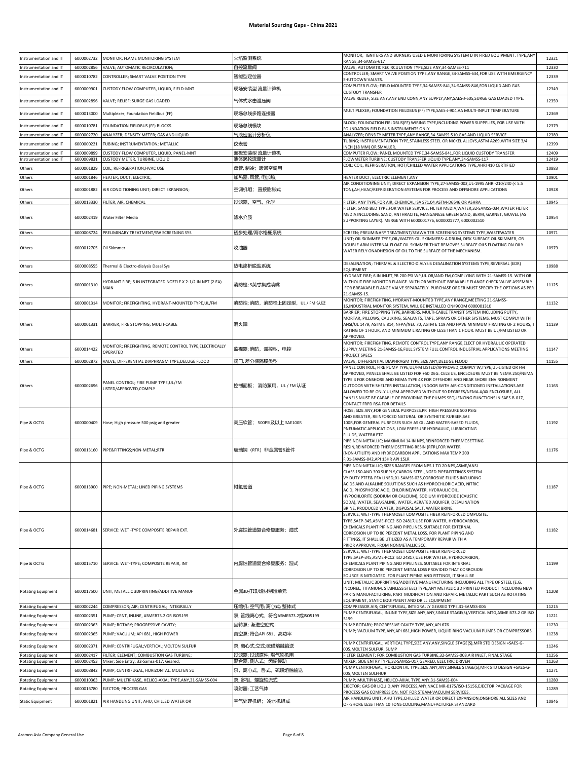# Material Sourcing Gaps - China 2021

| | | | | | |
|---|---|---|---|---|---|
| Instrumentation and IT | 6000002732 | MONITOR; FLAME MONITORING SYSTEM | 火焰监测系统 | MONITOR; IGNITERS AND BURNERS USED E MONITORING SYSTEM D IN FIRED EQUIPMENT. TYPE,ANY RANGE,34-SAMSS-617 | 12321 |
| Instrumentation and IT | 6000002856 | VALVE; AUTOMATIC RECIRCULATION; | 自控流量阀 | VALVE; AUTOMATIC RECIRCULATION TYPE,SIZE ANY,34-SAMSS-711 | 12330 |
| Instrumentation and IT | 6000010782 | CONTROLLER; SMART VALVE POSITION TYPE | 智能型定位器 | CONTROLLER; SMART VALVE POSITION TYPE,ANY RANGE,34-SAMSS-634,FOR USE WITH EMERGENCY SHUTDOWN VALVES. | 12339 |
| Instrumentation and IT | 6000009901 | CUSTODY FLOW COMPUTER, LIQUID, FIELD-MNT | 现场安装型 流量计算机 | COMPUTER FLOW; FIELD MOUNTED TYPE,34-SAMSS-841,34-SAMSS-846,FOR LIQUID AND GAS CUSTODY TRANSFER | 12349 |
| Instrumentation and IT | 6000002896 | VALVE; RELIEF; SURGE GAS LOADED | 气体式水击泄压阀 | VALVE RELIEF; SIZE ANY,ANY END CONN,ANY SUPPLY,ANY,SAES-J-605,SURGE GAS LOADED TYPE. | 12359 |
| Instrumentation and IT | 6000013000 | Multiplexer; Foundation Fieldbus (FF) | 现场总线多路连接器 | MULTIPLEXER; FOUNDATION FIELDBUS (FF) TYPE,SAES-J-904,AA MULTI-INPUT TEMPERATURE | 12369 |
| Instrumentation and IT | 6000010781 | FOUNDATION FIELDBUS (FF) BLOCKS | 现场总线模块 | BLOCK; FOUNDATION FIELDBUS(FF) WIRING TYPE,INCLUDING POWER SUPPPLIES, FOR USE WITH FOUNDATION FIELD-BUS INSTRUMENTS ONLY | 12379 |
| Instrumentation and IT | 6000002720 | ANALYZER; DENSITY METER; GAS AND LIQUID | 气液密度计分析仪 | ANALYZER; DENSITY METER TYPE,ANY RANGE,34-SAMSS-510,GAS AND LIQUID SERVICE | 12389 |
| Instrumentation and IT | 6000000221 | TUBING; INSTRUMENTATION; METALLIC | 仪表管 | TUBING; INSTRUMENTATION TYPE,STAINLESS STEEL OR NICKEL ALLOYS,ASTM A269,WITH SIZE 3/4 INCH (18 MM) OR SMALLER. | 12399 |
| Instrumentation and IT | 6000009899 | CUSTODY FLOW COMPUTER, LIQUID, PANEL-MNT | 面板安装型 流量计算机 | COMPUTER FLOW; PANEL MOUNTED TYPE,34-SAMSS-841,FOR LIQUID CUSTODY TRANSFER | 12409 |
| Instrumentation and IT | 6000009831 | CUSTODY METER, TURBINE, LIQUID | 液体涡轮流量计 | FLOWMETER TURBINE; CUSTODY TRANSFER LIQUID TYPE,ANY,34-SAMSS-117 | 12419 |
| Others | 6000001829 | COIL; REFRIGERATION;HVAC USE | 盘管; 制冷；暖通空调用 | COIL; COIL, REFRIGERATION, HOT/CHILLED WATER APPLICATIONS TYPE,AHRI 410 CERTIFIED | 10883 |
| Others | 6000001846 | HEATER; DUCT; ELECTRIC; | 加热器; 风管; 电加热; | HEATER DUCT; ELECTRIC ELEMENT,ANY | 10901 |
| Others | 6000001882 | AIR CONDITIONING UNIT; DIRECT EXPANSION; | 空调机组；直接膨胀式 | AIR CONDITIONING UNIT; DIRECT EXPANSION TYPE,27-SAMSS-002,UL-1995 AHRI-210/240 (< 5.5 TON),AH,HVAC/REFRIGERATION:SYSTEMS FOR PROCESS AND OFFSHORE APPLICATIONS | 10928 |
| Others | 6000013330 | FILTER, AIR, CHEMICAL | 过滤器，空气，化学 | FILTER; ANY TYPE,FOR AIR, CHEMICAL,ISA S71.04,ASTM-D6646 OR ASHRA | 10945 |
| Others | 6000002419 | Water Filter Media | 滤水介质 | FILTER; SAND BED TYPE,FOR WATER SERVICE, FILTER MEDIA,WATER,32-SAMSS-034,WATER FILTER MEDIA INCLUDING: SAND, ANTHRACITE, MANGANESE GREEN SAND, BERM, GARNET, GRAVEL (AS SUPPORTING LAYER). MERGE WITH 6000001776, 6000001777, 6000002510 | 10954 |
| Others | 6000008724 | PRELIMINARY TREATMENT/SW SCREENING SYS | 初步处理/海水格栅系统 | SCREEN; PRELIMINARY TREATMENT/SEAWA TER SCREENING SYSTEMS TYPE,WASTEWATER | 10971 |
| Others | 6000012705 | Oil Skimmer | 收油器 | UNIT; OIL SKIMMER TYPE,OIL/WATER-OIL SKIMMERS: A DRUM, DISK SURFACE OIL SKIMMER, OR DOUBLE ARM INTERNAL FLOAT OIL SKIMMER THAT REMOVES SURFACE OILS FLOATING ON OILY WATER RELY ONADHESION OF OIL TO THE SURFACE OF THE MECHANISM. | 10979 |
| Others | 6000008555 | Thermal & Electro-dialysis Desal Sys | 热电渗析脱盐系统 | DESALINATION; THERMAL & ELECTRO-DIALYSIS DESALINATION SYSTEMS TYPE,REVERSAL (EDR) EQUIPMENT | 10988 |
| Others | 6000001310 | HYDRANT FIRE; 5 IN INTEGRATED NOZZLE X 2-1/2 IN NPT (2 EA) MAIN | 消防栓; 5英寸集成喷嘴 | HYDRANT FIRE; 6 IN INLET,PR 200 PSI WP,UL OR/AND FM,COMPLYING WITH 21-SAMSS-15. WITH OR WITHOUT FIRE MONITOR FLANGE. WITH OR WITHOUT BREAKABLE FLANGE CHECK VALVE ASSEMBLY .FOR BREAKABLE FLANGE VALVE SEPARATELY. PURCHASE ORDER MUST SPECIFY THE OPTIONS AS PER 21-SAMSS-15. | 11125 |
| Others | 6000001314 | MONITOR; FIREFIGHTING, HYDRANT-MOUNTED TYPE,UL/FM | 消防炮; 消防，消防栓上固定型，UL / FM 认证 | MONITOR; FIREFIGHTING, HYDRANT-MOUNTED TYPE,ANY RANGE,MEETING 21-SAMSS-16,INDUSTRIAL MONITOR SYSTEM, WILL BE INSTALLED ON#9COM 6000001310 | 11132 |
| Others | 6000001331 | BARRIER; FIRE STOPPING; MULTI-CABLE | 消火障 | BARRIER; FIRE STOPPING TYPE,BARRIERS, MULTI-CABLE TRANSIT SYSTEM INCLUDING PUTTY, MORTAR, PILLOWS, CAULKING, SEALANTS, TAPE, SPRAYS OR OTHER SYSTEMS. MUST COMPLY WITH ANSI/UL 1479, ASTM E 814, NFPA/NEC 70, ASTM E 119 AND HAVE MINIMUM F RATING OF 2 HOURS, T RATING OF 1 HOUR, AND MINIMUM L RATING OF LESS THAN 1 HOUR. MUST BE UL/FM LISTED OR APPROVED. | 11139 |
| Others | 6000014422 | MONITOR; FIREFIGHTING, REMOTE CONTROL TYPE,ELECTRICALLY OPERATED | 监视器; 消防，遥控型，电控 | MONITOR; FIREFIGHTING, REMOTE CONTROL TYPE,ANY RANGE,ELECT OR HYDRAULIC OPERATED SUPPLY,MEETING 21-SAMSS-16,FULL SYSTEM FULL CONTROL INDUSTRIAL APPLICATIONS MEETING PROJECT SPECS | 11147 |
| Others | 6000002872 | VALVE; DIFFERENTIAL DIAPHRAGM TYPE,DELUGE FLOOD | 阀门; 差分隔隔膜类型 | VALVE; DIFFERENTIAL DIAPHRAGM TYPE,SIZE ANY,DELUGE FLOOD | 11155 |
| Others | 6000002696 | PANEL CONTROL; FIRE PUMP TYPE,UL/FM LISTED/APPROVED,COMPLY | 控制面板；消防泵用，UL / FM 认证 | PANEL CONTROL; FIRE PUMP TYPE,UL/FM LISTED/APPROVED,COMPLY W,TYPE,UL-LISTED OR FM APPROVED, PANELS SHALL BE LISTED FOR +50 DEG. CELSIUS, ENCLOSURE MUST BE NEMA 250/NEMA TYPE 4 FOR ONSHORE AND NEMA TYPE 4X FOR OFFSHORE AND NEAR SHORE ENVIRONMENT OUTDOOR WITH SHELTER INSTALLATION, INDOOR WITH AIR-CONDITIONED INSTALLATIONS ARE ALLOWED TO BE ONLY UL/FM APPROVED WITHOUT 50 DEGREES/NEMA 4/4X ENCLOSURE, ALL PANELS MUST BE CAPABLE OF PROVIDING THE PUMPS SEQUENCING FUNCTIONS IN SAES-B-017, CONTACT FRPD RSA FOR DETAILS | 11163 |
| Pipe & OCTG | 6000000409 | Hose; High pressure 500 psig and greater | 高压软管；500PSI及以上 SAE100R | HOSE; SIZE ANY,FOR GENERAL PURPOSES,PR HIGH PRESSURE 500 PSIG AND GREATER, REINFORCED NATURAL OR SYNTHETIC RUBBER,SAE 100R,FOR GENERAL PURPOSES SUCH AS OIL AND WATER-BASED FLUIDS, PNEUMATIC APPLICATIONS, LOW PRESSURE HYDRAULIC, LUBRICATING FLUIDS, WATER#.ETC. | 11192 |
| Pipe & OCTG | 6000013160 | PIPE&FITTINGS;NON-METAL;RTR | 玻璃钢（RTR）非金属管&管件 | PIPE NON-METALLIC; MAXIMUM 14 IN NPS,REINFORCED THERMOSETTING RESIN,REINFORCED THERMOSETTING RESIN (RTR),FOR WATER (NON-UTILITY) AND HYDROCARBON APPLICATIONS MAX TEMP 200 F,01-SAMSS-042,API 15HR API 15LR | 11176 |
| Pipe & OCTG | 6000013900 | PIPE; NON-METAL; LINED PIPING SYSTEMS | 衬氟管道 | PIPE NON-METALLIC; SIZES RANGES FROM NPS 1 TO 20 NPS,ASME/ANSI CLASS 150 AND 300 SUPPLY,CARBON STEEL,NGED PIPE&FITTINGS SYSTEM VY DUTY PTFE& PFA LINED,01-SAMSS-025,CORROSIVE FLUIDS INCLUDING ACIDS AND ALKALINE SOLUTIONS SUCH AS HYDROCHLORIC ACID, NITRIC ACID, PHOSPHORIC ACID, CHLORINE/WATER, HYDRAULIC OIL, HYPOCHLORITE (SODIUM OR CALCIUM), SODIUM HYDROXIDE (CAUSTIC SODA), WATER, SEA/SALINE, WATER, AERATED AQUIFER, DESALINATION BRINE, PRODUCED WATER, DISPOSAL SALT, WATER BRINE. | 11187 |
| Pipe & OCTG | 6000014681 | SERVICE: WET -TYPE COMPOSITE REPAIR EXT. | 外腐蚀管道复合修复服务；湿式 | SERVICE; WET-TYPE THERMOSET COMPOSITE FIBER REINFORCED OMPOSITE. TYPE,SAEP-345,ASME-PCC2 ISO 24817,USE FOR WATER, HYDROCARBON, CHEMICALS PLANT PIPING AND PIPELINES. SUITABLE FOR EXTERNAL CORROSION UP TO 80 PERCENT METAL LOSS. FOR PLANT PIPING AND FITTINGS, IT SHALL BE UTILIZED AS A TEMPORARY REPAIR WITH A PRIOR APPROVAL FROM NONMETALLIC SCC. | 11182 |
| Pipe & OCTG | 6000015710 | SERVICE: WET-TYPE; COMPOSITE REPAIR, INT | 内腐蚀管道复合修复服务；湿式 | SERVICE; WET-TYPE THERMOSET COMPOSITE FIBER REINFORCED TYPE,SAEP-345,ASME-PCC2 ISO 24817,USE FOR WATER, HYDROCARBON, CHEMICALS PLANT PIPING AND PIPELINES. SUITABLE FOR INTERNAL CORROSION UP TO 80 PERCENT METAL LOSS PROVIDED THAT CORROSION SOURCE IS MITIGATED. FOR PLANT PIPING AND FITTINGS, IT SHALL BE | 11199 |
| Rotating Equipment | 6000017500 | UNIT, METALLIC 3DPRINTING/ADDITIVE MANUF | 金属3D打印/增材制造单元 | UNIT; METALLIC 3DPRINTING/ADDITIVE MANUFACTURING INCLUDING ALL TYPE OF STEEL (E.G. INCONEL, TITANIUM, STAINLESS STEEL) TYPE,ANY METALLIC 3D PRINTED PRODUCT INCLUDING NEW PARTS MANUFACTURING, PART MODIFICATION AND REPAIR. METALLIC PART SUCH AS ROTATING EQUIPMENT, STATIC EQUIPMENT AND DRILL EQUIPMENT | 11208 |
| Rotating Equipment | 6000002244 | COMPRESSOR; AIR; CENTRIFUGAL; INTEGRALLY | 压缩机; 空气用; 离心式; 整体式 | COMPRESSOR AIR; CENTRIFUGAL, INTEGRALLY GEARED TYPE,31-SAMSS-006 | 11215 |
| Rotating Equipment | 6000002351 | PUMP; CENT, INLINE, ASMEB73.2 OR ISO5199 | 泵; 管线离心式，符合ASMEB73.2或ISO5199 | PUMP CENTRIFUGAL; INLINE TYPE,SIZE ANY,ANY,SINGLE STAGE(S),VERTICAL MTG,ASME B73.2 OR ISO 5199 | 11221 |
| Rotating Equipment | 6000002363 | PUMP; ROTARY; PROGRESSIVE CAVITY; | 回转泵; 渐进空腔式; | PUMP ROTARY; PROGRESSIVE CAVITY TYPE,ANY,API 676 | 11230 |
| Rotating Equipment | 6000002365 | PUMP; VACUUM; API 681, HIGH POWER | 真空泵; 符合API 681，高功率 | PUMP; VACUUM TYPE,ANY,API 681,HIGH POWER, LIQUID RING VACUUM PUMPS OR COMPRESSORS | 11238 |
| Rotating Equipment | 6000002371 | PUMP; CENTRIFUGAL;VERTICAL;MOLTON SULFUR | 泵; 离心式;立式;硫磺熔融输送 | PUMP CENTRIFUGAL; VERTICAL TYPE,SIZE ANY,ANY,SINGLE STAGE(S),MFR STD DESIGN +SAES-G-005,MOLTEN SULFUR, SUMP | 11246 |
| Rotating Equipment | 6000002417 | FILTER; ELEMENT; COMBUSTION GAS TURBINE; | 过滤器; 过滤原件; 燃气轮机用 | FILTER ELEMENT; FOR COMBUSTION GAS TURBINE,32-SAMSS-008,AIR INLET, FINAL STAGE | 11256 |
| Rotating Equipment | 6000002453 | Mixer; Side Entry; 32-Samss-017; Geared; | 混合器; 侧入式；齿轮传动 | MIXER; SIDE ENTRY TYPE,32-SAMSS-017,GEARED, ELECTRIC DRIVEN | 11263 |
| Rotating Equipment | 6000008842 | PUMP, CENTRIFUGAL, HORIZONTAL, MOLTEN SU | 泵，离心式，卧式，硫磺熔融输送 | PUMP CENTRIFUGAL; HORIZONTAL TYPE,SIZE ANY,ANY,SINGLE STAGE(S),MFR STD DESIGN +SAES-G-005,MOLTEN SULFHUR | 11271 |
| Rotating Equipment | 6000010363 | PUMP; MULTIPHASE, HELICO-AXIAL TYPE,ANY,31-SAMSS-004 | 泵; 多相，螺旋轴流式 | PUMP; MULTIPHASE, HELICO-AXIAL TYPE,ANY,31-SAMSS-004 | 11280 |
| Rotating Equipment | 6000016780 | EJECTOR; PROCESS GAS | 喷射器; 工艺气体 | EJECTOR; GAS OR LIQUID,ANY PROCESS,ANY,NACE MR-0175/ISO-15156,EJECTOR PACKAGE FOR PROCESS GAS COMPRESSION. NOT FOR STEAM-VACUUM SERVICES. | 11289 |
| Static Equipment | 6000001821 | AIR HANDLING UNIT; AHU; CHILLED WATER OR | 空气处理机组；冷水机组或 | AIR HANDLING UNIT; AHU TYPE,CHILLED WATER OR DIRECT EXPANSION,ONSHORE ALL SIZES AND OFFSHORE LESS THAN 10 TONS COOLING,MANUFACTURER STANDARD | 10846 |

Aramco Asia Company General Use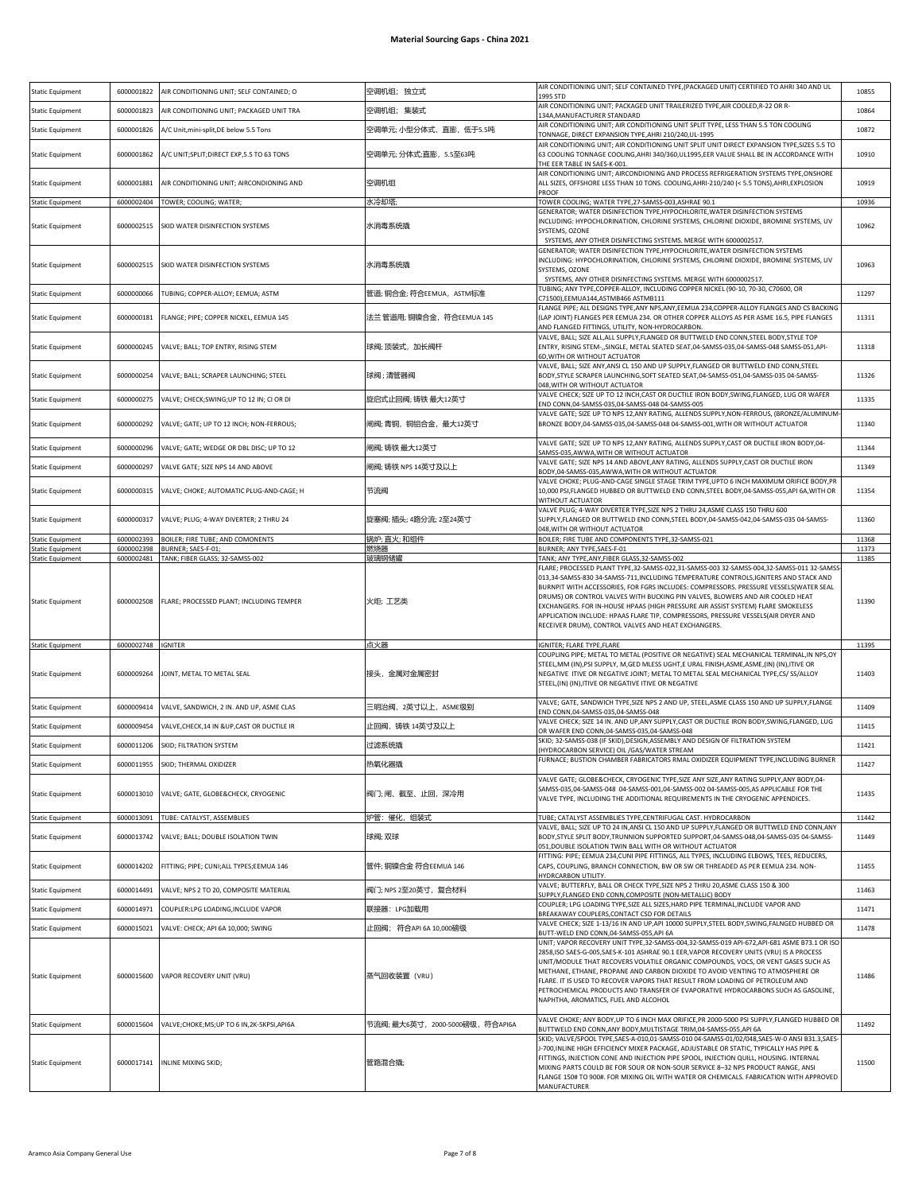# Material Sourcing Gaps - China 2021

| Static Equipment | 6000001822 | AIR CONDITIONING UNIT; SELF CONTAINED; O | 空调机组；独立式 | AIR CONDITIONING UNIT; SELF CONTAINED TYPE,(PACKAGED UNIT) CERTIFIED TO AHRI 340 AND UL 1995 STD | 10855 |
|---|---|---|---|---|---|
| Static Equipment | 6000001823 | AIR CONDITIONING UNIT; PACKAGED UNIT TRA | 空调机组；集装式 | AIR CONDITIONING UNIT; PACKAGED UNIT TRAILERIZED TYPE,AIR COOLED,R-22 OR R-134A,MANUFACTURER STANDARD | 10864 |
| Static Equipment | 6000001826 | A/C Unit,mini-split,DE below 5.5 Tons | 空调单元; 小型分体式，直膨，低于5.5吨 | AIR CONDITIONING UNIT; AIR CONDITIONING UNIT SPLIT TYPE, LESS THAN 5.5 TON COOLING TONNAGE, DIRECT EXPANSION TYPE,AHRI 210/240,UL-1995 | 10872 |
| Static Equipment | 6000001862 | A/C UNIT;SPLIT;DIRECT EXP,5.5 TO 63 TONS | 空调单元; 分体式;直膨，5.5至63吨 | AIR CONDITIONING UNIT; AIR CONDITIONING UNIT SPLIT UNIT DIRECT EXPANSION TYPE,SIZES 5.5 TO 63 COOLING TONNAGE COOLING,AHRI 340/360,UL1995,EER VALUE SHALL BE IN ACCORDANCE WITH THE EER TABLE IN SAES-K-001. | 10910 |
| Static Equipment | 6000001881 | AIR CONDITIONING UNIT; AIRCONDIONING AND | 空调机组 | AIR CONDITIONING UNIT; AIRCONDIONING AND PROCESS REFRIGERATION SYSTEMS TYPE,ONSHORE ALL SIZES, OFFSHORE LESS THAN 10 TONS. COOLING,AHRI-210/240 (< 5.5 TONS),AHRI,EXPLOSION PROOF | 10919 |
| Static Equipment | 6000002404 | TOWER; COOLING; WATER; | 水冷却塔; | TOWER COOLING; WATER TYPE,27-SAMSS-003,ASHRAE 90.1 | 10936 |
| Static Equipment | 6000002515 | SKID WATER DISINFECTION SYSTEMS | 水消毒系统撬 | GENERATOR; WATER DISINFECTION TYPE,HYPOCHLORITE,WATER DISINFECTION SYSTEMS INCLUDING: HYPOCHLORINATION, CHLORINE SYSTEMS, CHLORINE DIOXIDE, BROMINE SYSTEMS, UV SYSTEMS, OZONE SYSTEMS, ANY OTHER DISINFECTING SYSTEMS. MERGE WITH 6000002517. | 10962 |
| Static Equipment | 6000002515 | SKID WATER DISINFECTION SYSTEMS | 水消毒系统撬 | GENERATOR; WATER DISINFECTION TYPE,HYPOCHLORITE,WATER DISINFECTION SYSTEMS INCLUDING: HYPOCHLORINATION, CHLORINE SYSTEMS, CHLORINE DIOXIDE, BROMINE SYSTEMS, UV SYSTEMS, OZONE SYSTEMS, ANY OTHER DISINFECTING SYSTEMS. MERGE WITH 6000002517. | 10963 |
| Static Equipment | 6000000066 | TUBING; COPPER-ALLOY; EEMUA; ASTM | 管道; 铜合金; 符合EEMUA，ASTM标准 | TUBING; ANY TYPE,COPPER-ALLOY, INCLUDING COPPER NICKEL (90-10, 70-30, C70600, OR C71500),EEMUA144,ASTMB466 ASTMB111 | 11297 |
| Static Equipment | 6000000181 | FLANGE; PIPE; COPPER NICKEL, EEMUA 145 | 法兰 管道用; 铜镍合金，符合EEMUA 145 | FLANGE PIPE; ALL DESIGNS TYPE,ANY NPS,ANY,EEMUA 234,COPPER-ALLOY FLANGES AND CS BACKING (LAP JOINT) FLANGES PER EEMUA 234. OR OTHER COPPER ALLOYS AS PER ASME 16.5, PIPE FLANGES AND FLANGED FITTINGS, UTILITY, NON-HYDROCARBON. | 11311 |
| Static Equipment | 6000000245 | VALVE; BALL; TOP ENTRY, RISING STEM | 球阀; 顶装式，加长阀杆 | VALVE, BALL; SIZE ALL,ALL SUPPLY,FLANGED OR BUTTWELD END CONN,STEEL BODY,STYLE TOP ENTRY, RISING STEM-,,SINGLE, METAL SEATED SEAT,04-SAMSS-035,04-SAMSS-048 SAMSS-051,API-6D,WITH OR WITHOUT ACTUATOR | 11318 |
| Static Equipment | 6000000254 | VALVE; BALL; SCRAPER LAUNCHING; STEEL | 球阀；清管器阀 | VALVE, BALL; SIZE ANY,ANSI CL 150 AND UP SUPPLY,FLANGED OR BUTTWELD END CONN,STEEL BODY,STYLE SCRAPER LAUNCHING,SOFT SEATED SEAT,04-SAMSS-051,04-SAMSS-035 04-SAMSS-048,WITH OR WITHOUT ACTUATOR | 11326 |
| Static Equipment | 6000000275 | VALVE; CHECK;SWING;UP TO 12 IN; CI OR DI | 旋启式止回阀; 铸铁 最大12英寸 | VALVE CHECK; SIZE UP TO 12 INCH,CAST OR DUCTILE IRON BODY,SWING,FLANGED, LUG OR WAFER END CONN,04-SAMSS-035,04-SAMSS-048 04-SAMSS-005 | 11335 |
| Static Equipment | 6000000292 | VALVE; GATE; UP TO 12 INCH; NON-FERROUS; | 闸阀; 青铜，铜铝合金，最大12英寸 | VALVE GATE; SIZE UP TO NPS 12,ANY RATING, ALLENDS SUPPLY,NON-FERROUS, (BRONZE/ALUMINUM-BRONZE BODY,04-SAMSS-035,04-SAMSS-048 04-SAMSS-001,WITH OR WITHOUT ACTUATOR | 11340 |
| Static Equipment | 6000000296 | VALVE; GATE; WEDGE OR DBL DISC; UP TO 12 | 闸阀; 铸铁 最大12英寸 | VALVE GATE; SIZE UP TO NPS 12,ANY RATING, ALLENDS SUPPLY,CAST OR DUCTILE IRON BODY,04-SAMSS-035,AWWA,WITH OR WITHOUT ACTUATOR | 11344 |
| Static Equipment | 6000000297 | VALVE GATE; SIZE NPS 14 AND ABOVE | 闸阀; 铸铁 NPS 14英寸及以上 | VALVE GATE; SIZE NPS 14 AND ABOVE,ANY RATING, ALLENDS SUPPLY,CAST OR DUCTILE IRON BODY,04-SAMSS-035,AWWA,WITH OR WITHOUT ACTUATOR | 11349 |
| Static Equipment | 6000000315 | VALVE; CHOKE; AUTOMATIC PLUG-AND-CAGE; H | 节流阀 | VALVE CHOKE; PLUG-AND-CAGE SINGLE STAGE TRIM TYPE,UPTO 6 INCH MAXIMUM ORIFICE BODY,PR 10,000 PSI,FLANGED HUBBED OR BUTTWELD END CONN,STEEL BODY,04-SAMSS-055,API 6A,WITH OR WITHOUT ACTUATOR | 11354 |
| Static Equipment | 6000000317 | VALVE; PLUG; 4-WAY DIVERTER; 2 THRU 24 | 旋塞阀; 插头; 4路分流; 2至24英寸 | VALVE PLUG; 4-WAY DIVERTER TYPE,SIZE NPS 2 THRU 24,ASME CLASS 150 THRU 600 SUPPLY,FLANGED OR BUTTWELD END CONN,STEEL BODY,04-SAMSS-042,04-SAMSS-035 04-SAMSS-048,WITH OR WITHOUT ACTUATOR | 11360 |
| Static Equipment | 6000002393 | BOILER; FIRE TUBE; AND COMONENTS | 锅炉; 直火; 和组件 | BOILER; FIRE TUBE AND COMPONENTS TYPE,32-SAMSS-021 | 11368 |
| Static Equipment | 6000002398 | BURNER; SAES-F-01; | 燃烧器 | BURNER; ANY TYPE,SAES-F-01 | 11373 |
| Static Equipment | 6000002481 | TANK; FIBER GLASS; 32-SAMSS-002 | 玻璃钢储罐 | TANK; ANY TYPE,ANY,FIBER GLASS,32-SAMSS-002 | 11385 |
| Static Equipment | 6000002508 | FLARE; PROCESSED PLANT; INCLUDING TEMPER | 火炬；工艺类 | FLARE; PROCESSED PLANT TYPE,32-SAMSS-022,31-SAMSS-003 32-SAMSS-004,32-SAMSS-011 32-SAMSS-013,34-SAMSS-830 34-SAMSS-711,INCLUDING TEMPERATURE CONTROLS,IGNITERS AND STACK AND BURNPIT WITH ACCESSORIES, FOR FGRS INCLUDES: COMPRESSORS. PRESSURE VESSELS(WATER SEAL DRUMS) OR CONTROL VALVES WITH BUCKING PIN VALVES, BLOWERS AND AIR COOLED HEAT EXCHANGERS. FOR IN-HOUSE HPAAS (HIGH PRESSURE AIR ASSIST SYSTEM) FLARE SMOKELESS APPLICATION INCLUDE: HPAAS FLARE TIP, COMPRESSORS, PRESSURE VESSELS(AIR DRYER AND RECEIVER DRUM), CONTROL VALVES AND HEAT EXCHANGERS. | 11390 |
| Static Equipment | 6000002748 | IGNITER | 点火器 | IGNITER; FLARE TYPE,FLARE | 11395 |
| Static Equipment | 6000009264 | JOINT, METAL TO METAL SEAL | 接头，金属对金属密封 | COUPLING PIPE; METAL TO METAL (POSITIVE OR NEGATIVE) SEAL MECHANICAL TERMINAL,IN NPS,OY STEEL,MM (IN),PSI SUPPLY, M,GED MLESS UGHT,E URAL FINISH,ASME,ASME,(IN) (IN),ITIVE OR NEGATIVE ITIVE OR NEGATIVE JOINT; METAL TO METAL SEAL MECHANICAL TYPE,CS/ SS/ALLOY STEEL,(IN) (IN),ITIVE OR NEGATIVE ITIVE OR NEGATIVE | 11403 |
| Static Equipment | 6000009414 | VALVE, SANDWICH, 2 IN. AND UP, ASME CLAS | 三明治阀，2英寸以上，ASME级别 | VALVE; GATE, SANDWICH TYPE,SIZE NPS 2 AND UP, STEEL,ASME CLASS 150 AND UP SUPPLY,FLANGE END CONN,04-SAMSS-035,04-SAMSS-048 | 11409 |
| Static Equipment | 6000009454 | VALVE,CHECK,14 IN &UP,CAST OR DUCTILE IR | 止回阀，铸铁 14英寸及以上 | VALVE CHECK; SIZE 14 IN. AND UP,ANY SUPPLY,CAST OR DUCTILE IRON BODY,SWING,FLANGED, LUG OR WAFER END CONN,04-SAMSS-035,04-SAMSS-048 | 11415 |
| Static Equipment | 6000011206 | SKID; FILTRATION SYSTEM | 过滤系统撬 | SKID; 32-SAMSS-038 (IF SKID),DESIGN,ASSEMBLY AND DESIGN OF FILTRATION SYSTEM (HYDROCARBON SERVICE) OIL /GAS/WATER STREAM | 11421 |
| Static Equipment | 6000011955 | SKID; THERMAL OXIDIZER | 热氧化器撬 | FURNACE; BUSTION CHAMBER FABRICATORS RMAL OXIDIZER EQUIPMENT TYPE,INCLUDING BURNER | 11427 |
| Static Equipment | 6000013010 | VALVE; GATE, GLOBE&CHECK, CRYOGENIC | 阀门; 闸、截至、止回，深冷用 | VALVE GATE; GLOBE&CHECK, CRYOGENIC TYPE,SIZE ANY SIZE,ANY RATING SUPPLY,ANY BODY,04-SAMSS-035,04-SAMSS-048 04-SAMSS-001,04-SAMSS-002 04-SAMSS-005,AS APPLICABLE FOR THE VALVE TYPE, INCLUDING THE ADDITIONAL REQUIREMENTS IN THE CRYOGENIC APPENDICES. | 11435 |
| Static Equipment | 6000013091 | TUBE: CATALYST, ASSEMBLIES | 炉管：催化，组装式 | TUBE; CATALYST ASSEMBLIES TYPE,CENTRIFUGAL CAST. HYDROCARBON | 11442 |
| Static Equipment | 6000013742 | VALVE; BALL; DOUBLE ISOLATION TWIN | 球阀; 双球 | VALVE, BALL; SIZE UP TO 24 IN,ANSI CL 150 AND UP SUPPLY,FLANGED OR BUTTWELD END CONN,ANY BODY,STYLE SPLIT BODY,TRUNNION SUPPORTED SUPPORT,04-SAMSS-048,04-SAMSS-035 04-SAMSS-051,DOUBLE ISOLATION TWIN BALL WITH OR WITHOUT ACTUATOR | 11449 |
| Static Equipment | 6000014202 | FITTING; PIPE; CUNI;ALL TYPES;EEMUA 146 | 管件; 铜镍合金 符合EEMUA 146 | FITTING: PIPE; EEMUA 234,CUNI PIPE FITTINGS, ALL TYPES, INCLUDING ELBOWS, TEES, REDUCERS, CAPS, COUPLING, BRANCH CONNECTION, BW OR SW OR THREADED AS PER EEMUA 234. NON-HYDRCARBON UTILITY. | 11455 |
| Static Equipment | 6000014491 | VALVE; NPS 2 TO 20, COMPOSITE MATERIAL | 阀门; NPS 2至20英寸，复合材料 | VALVE; BUTTERFLY, BALL OR CHECK TYPE,SIZE NPS 2 THRU 20,ASME CLASS 150 & 300 SUPPLY,FLANGED END CONN,COMPOSITE (NON-METALLIC) BODY | 11463 |
| Static Equipment | 6000014971 | COUPLER:LPG LOADING,INCLUDE VAPOR | 联接器：LPG加载用 | COUPLER; LPG LOADING TYPE,SIZE ALL SIZES,HARD PIPE TERMINAL,INCLUDE VAPOR AND BREAKAWAY COUPLERS,CONTACT CSD FOR DETAILS | 11471 |
| Static Equipment | 6000015021 | VALVE: CHECK; API 6A 10,000; SWING | 止回阀；符合API 6A 10,000磅级 | VALVE CHECK; SIZE 1-13/16 IN AND UP,API 10000 SUPPLY,STEEL BODY,SWING,FALNGED HUBBED OR BUTT-WELD END CONN,04-SAMSS-055,API 6A | 11478 |
| Static Equipment | 6000015600 | VAPOR RECOVERY UNIT (VRU) | 蒸气回收装置（VRU） | UNIT; VAPOR RECOVERY UNIT TYPE,32-SAMSS-004,32-SAMSS-019 API-672,API-681 ASME B73.1 OR ISO 2858,ISO SAES-G-005,SAES-K-101 ASHRAE 90.1 EER,VAPOR RECOVERY UNITS (VRU) IS A PROCESS UNIT/MODULE THAT RECOVERS VOLATILE ORGANIC COMPOUNDS, VOCS, OR VENT GASES SUCH AS METHANE, ETHANE, PROPANE AND CARBON DIOXIDE TO AVOID VENTING TO ATMOSPHERE OR FLARE. IT IS USED TO RECOVER VAPORS THAT RESULT FROM LOADING OF PETROLEUM AND PETROCHEMICAL PRODUCTS AND TRANSFER OF EVAPORATIVE HYDROCARBONS SUCH AS GASOLINE, NAPHTHA, AROMATICS, FUEL AND ALCOHOL | 11486 |
| Static Equipment | 6000015604 | VALVE;CHOKE;MS;UP TO 6 IN,2K-5KPSI,API6A | 节流阀; 最大6英寸，2000-5000磅级，符合API6A | VALVE CHOKE; ANY BODY,UP TO 6 INCH MAX ORIFICE,PR 2000-5000 PSI SUPPLY,FLANGED HUBBED OR BUTTWELD END CONN,ANY BODY,MULTISTAGE TRIM,04-SAMSS-055,API 6A | 11492 |
| Static Equipment | 6000017141 | INLINE MIXING SKID; | 管路混合撬; | SKID; VALVE/SPOOL TYPE,SAES-A-010,01-SAMSS-010 04-SAMSS-01/02/048,SAES-W-0 ANSI B31.3,SAES-J-700,INLINE HIGH EFFICIENCY MIXER PACKAGE, ADJUSTABLE OR STATIC, TYPICALLY HAS PIPE & FITTINGS, INJECTION CONE AND INJECTION PIPE SPOOL, INJECTION QUILL, HOUSING. INTERNAL MIXING PARTS COULD BE FOR SOUR OR NON-SOUR SERVICE 8–32 NPS PRODUCT RANGE, ANSI FLANGE 150# TO 900#. FOR MIXING OIL WITH WATER OR CHEMICALS. FABRICATION WITH APPROVED MANUFACTURER | 11500 |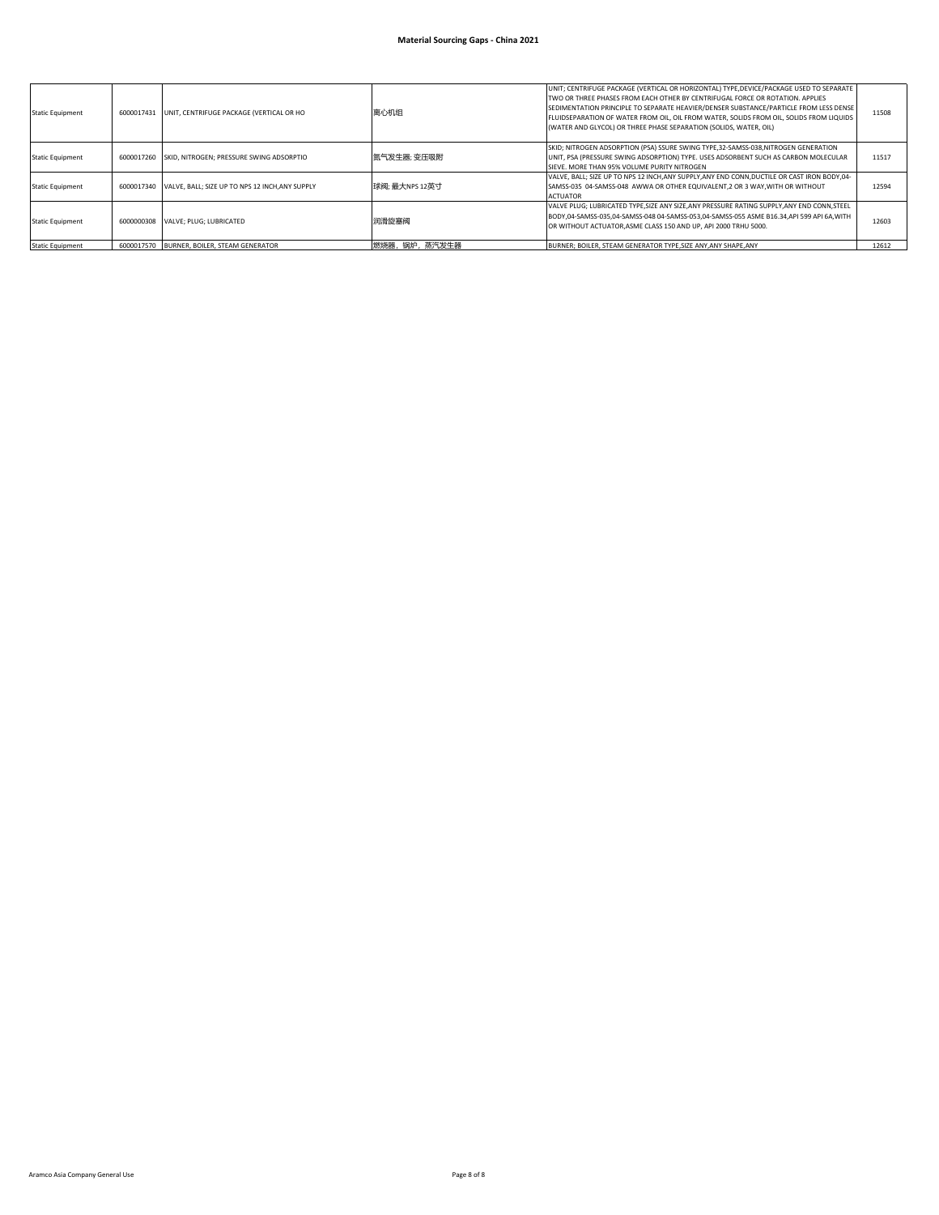**Material Sourcing Gaps - China 2021**

| | | | | | |
|---|---|---|---|---|---|
| Static Equipment | 6000017431 | UNIT, CENTRIFUGE PACKAGE (VERTICAL OR HO | 离心机组 | UNIT; CENTRIFUGE PACKAGE (VERTICAL OR HORIZONTAL) TYPE,DEVICE/PACKAGE USED TO SEPARATE TWO OR THREE PHASES FROM EACH OTHER BY CENTRIFUGAL FORCE OR ROTATION. APPLIES SEDIMENTATION PRINCIPLE TO SEPARATE HEAVIER/DENSER SUBSTANCE/PARTICLE FROM LESS DENSE FLUIDSEPARATION OF WATER FROM OIL, OIL FROM WATER, SOLIDS FROM OIL, SOLIDS FROM LIQUIDS (WATER AND GLYCOL) OR THREE PHASE SEPARATION (SOLIDS, WATER, OIL) | 11508 |
| Static Equipment | 6000017260 | SKID, NITROGEN; PRESSURE SWING ADSORPTIO | 氮气发生器; 变压吸附 | SKID; NITROGEN ADSORPTION (PSA) SSURE SWING TYPE,32-SAMSS-038,NITROGEN GENERATION UNIT, PSA (PRESSURE SWING ADSORPTION) TYPE. USES ADSORBENT SUCH AS CARBON MOLECULAR SIEVE. MORE THAN 95% VOLUME PURITY NITROGEN | 11517 |
| Static Equipment | 6000017340 | VALVE, BALL; SIZE UP TO NPS 12 INCH,ANY SUPPLY | 球阀; 最大NPS 12英寸 | VALVE, BALL; SIZE UP TO NPS 12 INCH,ANY SUPPLY,ANY END CONN,DUCTILE OR CAST IRON BODY,04-SAMSS-035 04-SAMSS-048 AWWA OR OTHER EQUIVALENT,2 OR 3 WAY,WITH OR WITHOUT ACTUATOR | 12594 |
| Static Equipment | 6000000308 | VALVE; PLUG; LUBRICATED | 润滑旋塞阀 | VALVE PLUG; LUBRICATED TYPE,SIZE ANY SIZE,ANY PRESSURE RATING SUPPLY,ANY END CONN,STEEL BODY,04-SAMSS-035,04-SAMSS-048 04-SAMSS-053,04-SAMSS-055 ASME B16.34,API 599 API 6A,WITH OR WITHOUT ACTUATOR,ASME CLASS 150 AND UP, API 2000 TRHU 5000. | 12603 |
| Static Equipment | 6000017570 | BURNER, BOILER, STEAM GENERATOR | 燃烧器，锅炉，蒸汽发生器 | BURNER; BOILER, STEAM GENERATOR TYPE,SIZE ANY,ANY SHAPE,ANY | 12612 |

Aramco Asia Company General Use